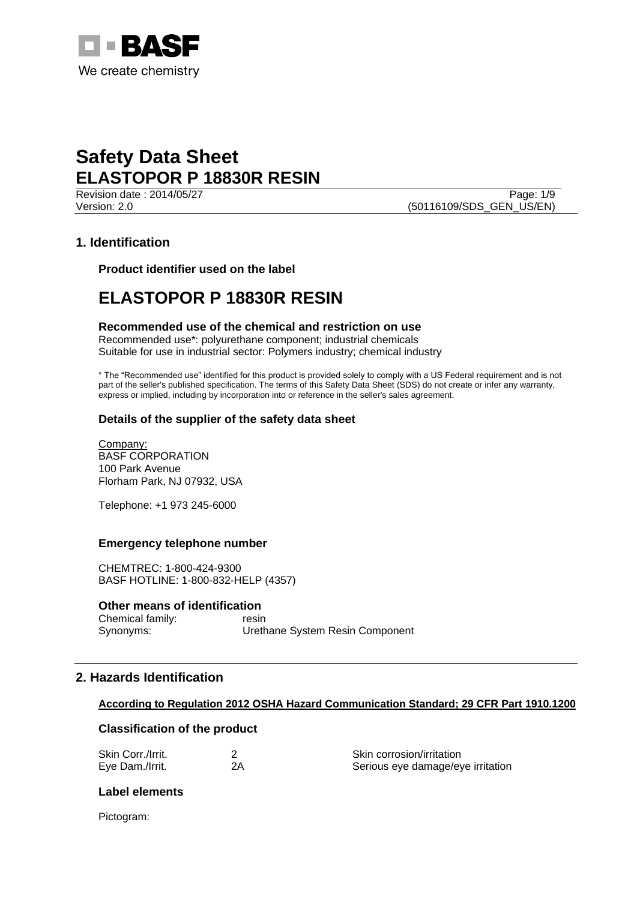BASF

We create chemistry

# Safety Data Sheet
# ELASTOPOR P 18830R RESIN

Revision date : 2014/05/27

Version: 2.0

(50116109/SDS_GEN_US/EN)

## 1. Identification

### Product identifier used on the label

# ELASTOPOR P 18830R RESIN

### Recommended use of the chemical and restriction on use

Recommended use*: polyurethane component; industrial chemicals
Suitable for use in industrial sector: Polymers industry; chemical industry

* The "Recommended use" identified for this product is provided solely to comply with a US Federal requirement and is not part of the seller's published specification. The terms of this Safety Data Sheet (SDS) do not create or infer any warranty, express or implied, including by incorporation into or reference in the seller's sales agreement.

### Details of the supplier of the safety data sheet

Company:
BASF CORPORATION
100 Park Avenue
Florham Park, NJ 07932, USA

Telephone: +1 973 245-6000

### Emergency telephone number

CHEMTREC: 1-800-424-9300
BASF HOTLINE: 1-800-832-HELP (4357)

### Other means of identification

| | |
|---|---|
| Chemical family: | resin |
| Synonyms: | Urethane System Resin Component |

## 2. Hazards Identification

**According to Regulation 2012 OSHA Hazard Communication Standard; 29 CFR Part 1910.1200**

### Classification of the product

| | | |
|---|---|---|
| Skin Corr./Irrit. | 2 | Skin corrosion/irritation |
| Eye Dam./Irrit. | 2A | Serious eye damage/eye irritation |

### Label elements

Pictogram: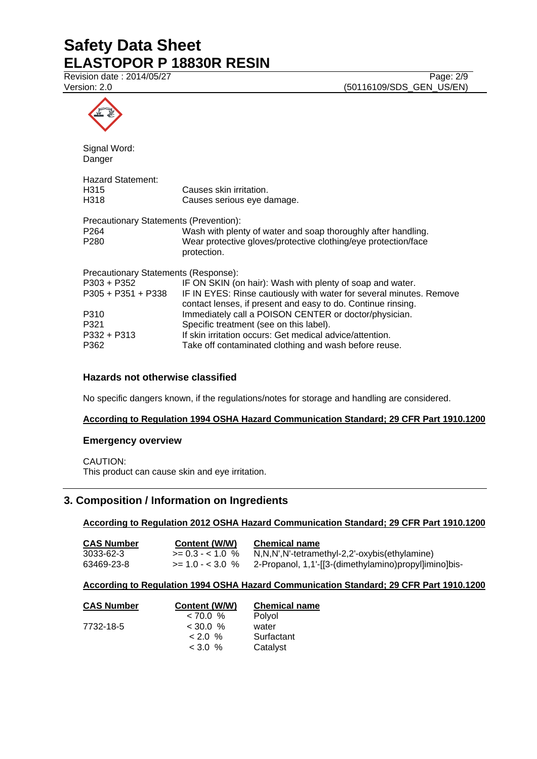Signal Word:
Danger

Hazard Statement:

| | |
|---|---|
| H315 | Causes skin irritation. |
| H318 | Causes serious eye damage. |

Precautionary Statements (Prevention):

| | |
|---|---|
| P264 | Wash with plenty of water and soap thoroughly after handling. |
| P280 | Wear protective gloves/protective clothing/eye protection/face protection. |

Precautionary Statements (Response):

| | |
|---|---|
| P303 + P352 | IF ON SKIN (on hair): Wash with plenty of soap and water. |
| P305 + P351 + P338 | IF IN EYES: Rinse cautiously with water for several minutes. Remove contact lenses, if present and easy to do. Continue rinsing. |
| P310 | Immediately call a POISON CENTER or doctor/physician. |
| P321 | Specific treatment (see on this label). |
| P332 + P313 | If skin irritation occurs: Get medical advice/attention. |
| P362 | Take off contaminated clothing and wash before reuse. |

### Hazards not otherwise classified

No specific dangers known, if the regulations/notes for storage and handling are considered.

**According to Regulation 1994 OSHA Hazard Communication Standard; 29 CFR Part 1910.1200**

### Emergency overview

CAUTION:
This product can cause skin and eye irritation.

## 3. Composition / Information on Ingredients

**According to Regulation 2012 OSHA Hazard Communication Standard; 29 CFR Part 1910.1200**

| CAS Number | Content (W/W) | Chemical name |
|---|---|---|
| 3033-62-3 | >= 0.3 - < 1.0 % | N,N,N',N'-tetramethyl-2,2'-oxybis(ethylamine) |
| 63469-23-8 | >= 1.0 - < 3.0 % | 2-Propanol, 1,1'-[[3-(dimethylamino)propyl]imino]bis- |

**According to Regulation 1994 OSHA Hazard Communication Standard; 29 CFR Part 1910.1200**

| CAS Number | Content (W/W) | Chemical name |
|---|---|---|
| | < 70.0 % | Polyol |
| 7732-18-5 | < 30.0 % | water |
| | < 2.0 % | Surfactant |
| | < 3.0 % | Catalyst |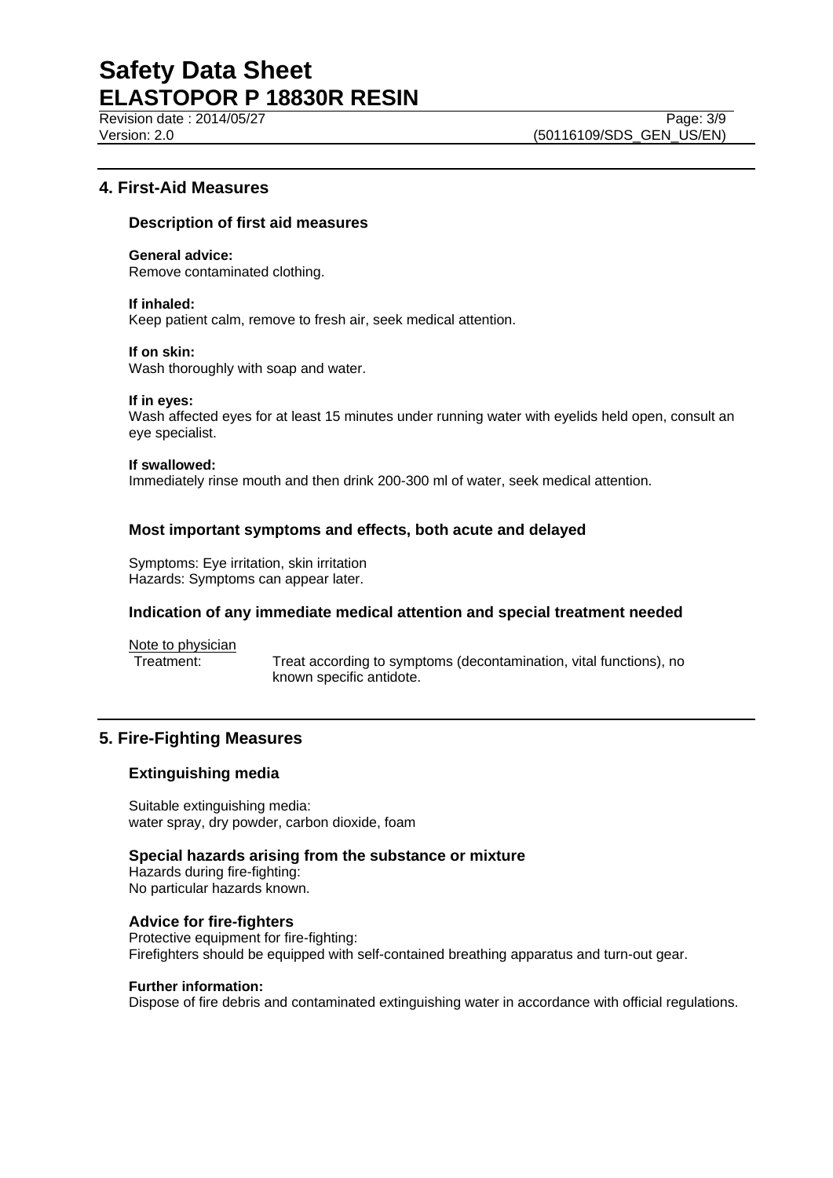## 4. First-Aid Measures

### Description of first aid measures

**General advice:**
Remove contaminated clothing.

**If inhaled:**
Keep patient calm, remove to fresh air, seek medical attention.

**If on skin:**
Wash thoroughly with soap and water.

**If in eyes:**
Wash affected eyes for at least 15 minutes under running water with eyelids held open, consult an eye specialist.

**If swallowed:**
Immediately rinse mouth and then drink 200-300 ml of water, seek medical attention.

### Most important symptoms and effects, both acute and delayed

Symptoms: Eye irritation, skin irritation
Hazards: Symptoms can appear later.

### Indication of any immediate medical attention and special treatment needed

Note to physician

Treatment: Treat according to symptoms (decontamination, vital functions), no known specific antidote.

## 5. Fire-Fighting Measures

### Extinguishing media

Suitable extinguishing media:
water spray, dry powder, carbon dioxide, foam

### Special hazards arising from the substance or mixture

Hazards during fire-fighting:
No particular hazards known.

### Advice for fire-fighters

Protective equipment for fire-fighting:
Firefighters should be equipped with self-contained breathing apparatus and turn-out gear.

**Further information:**
Dispose of fire debris and contaminated extinguishing water in accordance with official regulations.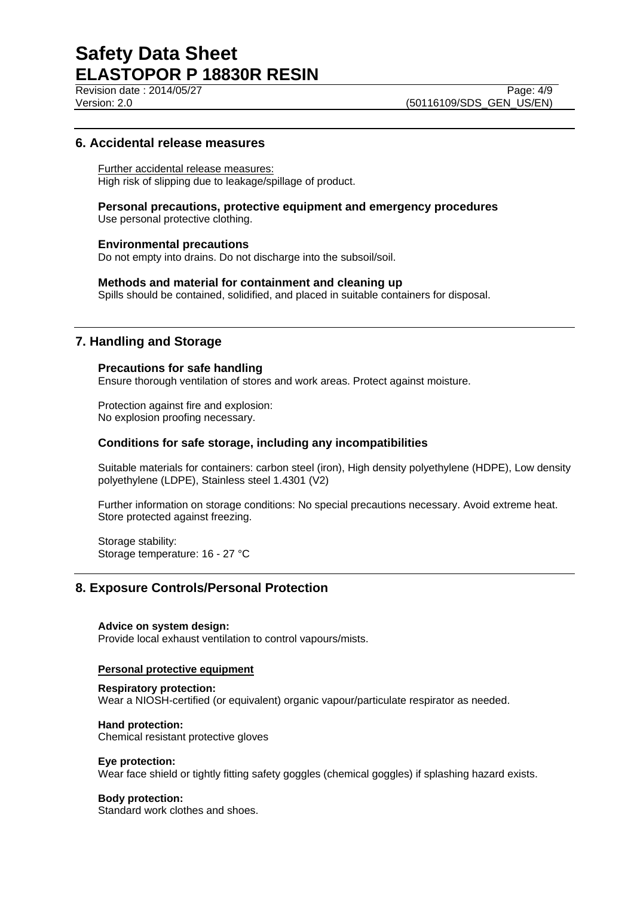## 6. Accidental release measures

Further accidental release measures:
High risk of slipping due to leakage/spillage of product.

### Personal precautions, protective equipment and emergency procedures

Use personal protective clothing.

### Environmental precautions

Do not empty into drains. Do not discharge into the subsoil/soil.

### Methods and material for containment and cleaning up

Spills should be contained, solidified, and placed in suitable containers for disposal.

## 7. Handling and Storage

### Precautions for safe handling

Ensure thorough ventilation of stores and work areas. Protect against moisture.

Protection against fire and explosion:
No explosion proofing necessary.

### Conditions for safe storage, including any incompatibilities

Suitable materials for containers: carbon steel (iron), High density polyethylene (HDPE), Low density polyethylene (LDPE), Stainless steel 1.4301 (V2)

Further information on storage conditions: No special precautions necessary. Avoid extreme heat. Store protected against freezing.

Storage stability:
Storage temperature: 16 - 27 °C

## 8. Exposure Controls/Personal Protection

**Advice on system design:**
Provide local exhaust ventilation to control vapours/mists.

**Personal protective equipment**

**Respiratory protection:**
Wear a NIOSH-certified (or equivalent) organic vapour/particulate respirator as needed.

**Hand protection:**
Chemical resistant protective gloves

**Eye protection:**
Wear face shield or tightly fitting safety goggles (chemical goggles) if splashing hazard exists.

**Body protection:**
Standard work clothes and shoes.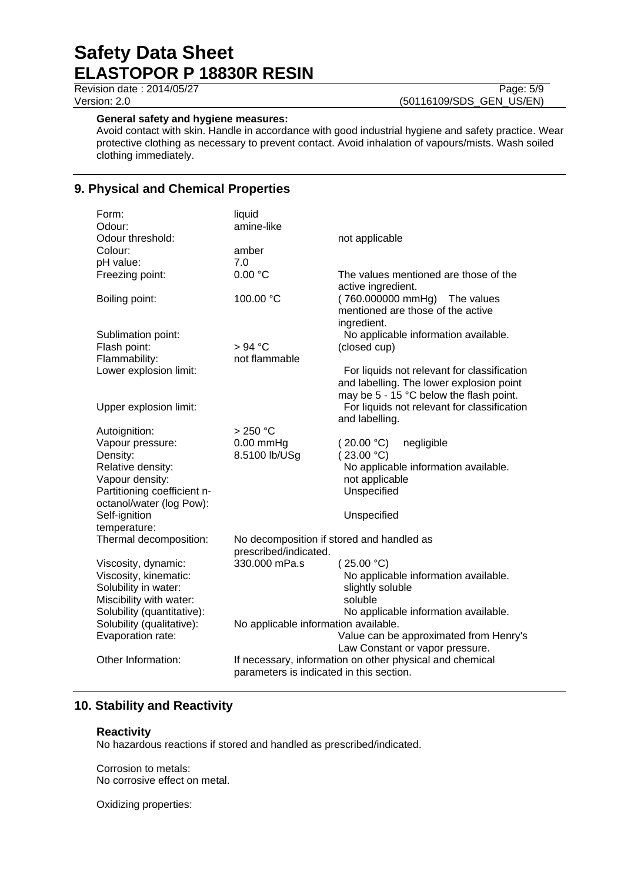**General safety and hygiene measures:**
Avoid contact with skin. Handle in accordance with good industrial hygiene and safety practice. Wear protective clothing as necessary to prevent contact. Avoid inhalation of vapours/mists. Wash soiled clothing immediately.

## 9. Physical and Chemical Properties

| | | |
|---|---|---|
| Form: | liquid | |
| Odour: | amine-like | |
| Odour threshold: | | not applicable |
| Colour: | amber | |
| pH value: | 7.0 | |
| Freezing point: | 0.00 °C | The values mentioned are those of the active ingredient. |
| Boiling point: | 100.00 °C | ( 760.000000 mmHg) The values mentioned are those of the active ingredient. |
| Sublimation point: | | No applicable information available. |
| Flash point: | > 94 °C | (closed cup) |
| Flammability: | not flammable | |
| Lower explosion limit: | | For liquids not relevant for classification and labelling. The lower explosion point may be 5 - 15 °C below the flash point. |
| Upper explosion limit: | | For liquids not relevant for classification and labelling. |
| Autoignition: | > 250 °C | |
| Vapour pressure: | 0.00 mmHg | ( 20.00 °C) negligible |
| Density: | 8.5100 lb/USg | ( 23.00 °C) |
| Relative density: | | No applicable information available. |
| Vapour density: | | not applicable |
| Partitioning coefficient n-octanol/water (log Pow): | | Unspecified |
| Self-ignition temperature: | | Unspecified |
| Thermal decomposition: | No decomposition if stored and handled as prescribed/indicated. | |
| Viscosity, dynamic: | 330.000 mPa.s | ( 25.00 °C) |
| Viscosity, kinematic: | | No applicable information available. |
| Solubility in water: | | slightly soluble |
| Miscibility with water: | | soluble |
| Solubility (quantitative): | | No applicable information available. |
| Solubility (qualitative): | No applicable information available. | |
| Evaporation rate: | | Value can be approximated from Henry's Law Constant or vapor pressure. |
| Other Information: | If necessary, information on other physical and chemical parameters is indicated in this section. | |

## 10. Stability and Reactivity

**Reactivity**
No hazardous reactions if stored and handled as prescribed/indicated.

Corrosion to metals:
No corrosive effect on metal.

Oxidizing properties: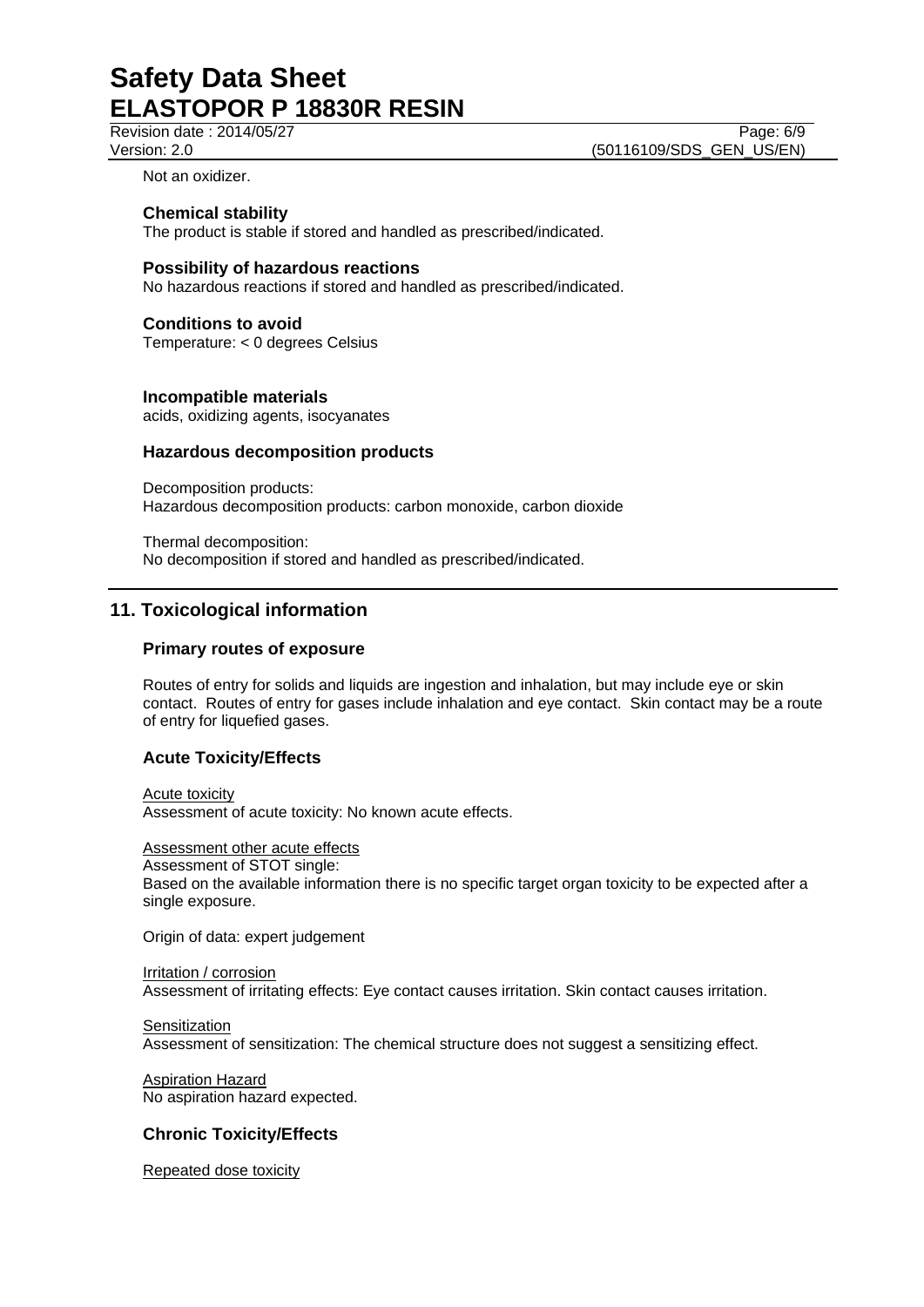Not an oxidizer.

**Chemical stability**
The product is stable if stored and handled as prescribed/indicated.

**Possibility of hazardous reactions**
No hazardous reactions if stored and handled as prescribed/indicated.

**Conditions to avoid**
Temperature: < 0 degrees Celsius

**Incompatible materials**
acids, oxidizing agents, isocyanates

**Hazardous decomposition products**

Decomposition products:
Hazardous decomposition products: carbon monoxide, carbon dioxide

Thermal decomposition:
No decomposition if stored and handled as prescribed/indicated.

## 11. Toxicological information

### Primary routes of exposure

Routes of entry for solids and liquids are ingestion and inhalation, but may include eye or skin contact. Routes of entry for gases include inhalation and eye contact. Skin contact may be a route of entry for liquefied gases.

### Acute Toxicity/Effects

Acute toxicity
Assessment of acute toxicity: No known acute effects.

Assessment other acute effects
Assessment of STOT single:
Based on the available information there is no specific target organ toxicity to be expected after a single exposure.

Origin of data: expert judgement

Irritation / corrosion
Assessment of irritating effects: Eye contact causes irritation. Skin contact causes irritation.

Sensitization
Assessment of sensitization: The chemical structure does not suggest a sensitizing effect.

Aspiration Hazard
No aspiration hazard expected.

### Chronic Toxicity/Effects

Repeated dose toxicity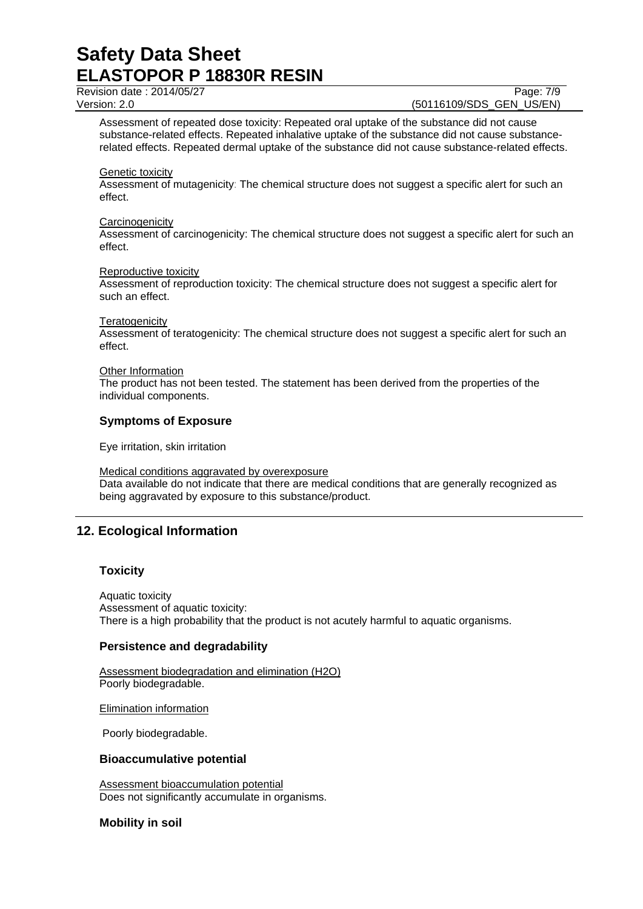Assessment of repeated dose toxicity: Repeated oral uptake of the substance did not cause substance-related effects. Repeated inhalative uptake of the substance did not cause substance-related effects. Repeated dermal uptake of the substance did not cause substance-related effects.

Genetic toxicity

Assessment of mutagenicity: The chemical structure does not suggest a specific alert for such an effect.

Carcinogenicity

Assessment of carcinogenicity: The chemical structure does not suggest a specific alert for such an effect.

Reproductive toxicity

Assessment of reproduction toxicity: The chemical structure does not suggest a specific alert for such an effect.

Teratogenicity

Assessment of teratogenicity: The chemical structure does not suggest a specific alert for such an effect.

Other Information

The product has not been tested. The statement has been derived from the properties of the individual components.

### Symptoms of Exposure

Eye irritation, skin irritation

Medical conditions aggravated by overexposure

Data available do not indicate that there are medical conditions that are generally recognized as being aggravated by exposure to this substance/product.

## 12. Ecological Information

### Toxicity

Aquatic toxicity

Assessment of aquatic toxicity:

There is a high probability that the product is not acutely harmful to aquatic organisms.

### Persistence and degradability

Assessment biodegradation and elimination ($H_2O$)

Poorly biodegradable.

Elimination information

Poorly biodegradable.

### Bioaccumulative potential

Assessment bioaccumulation potential

Does not significantly accumulate in organisms.

### Mobility in soil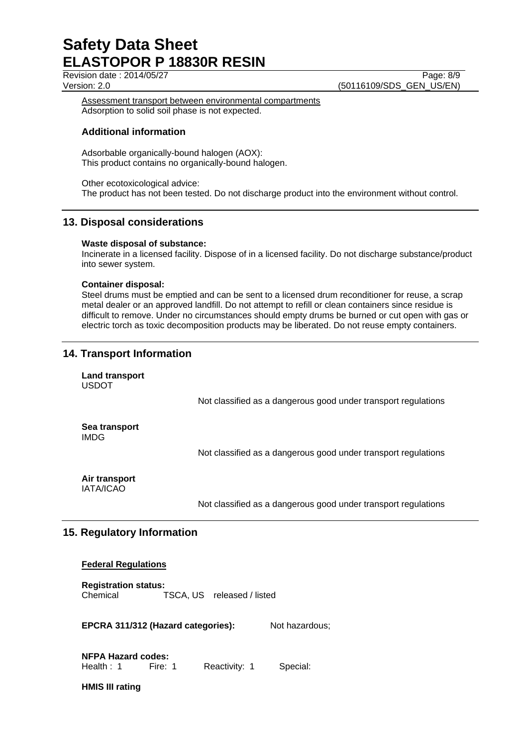Assessment transport between environmental compartments
Adsorption to solid soil phase is not expected.

### Additional information

Adsorbable organically-bound halogen (AOX):
This product contains no organically-bound halogen.

Other ecotoxicological advice:
The product has not been tested. Do not discharge product into the environment without control.

## 13. Disposal considerations

**Waste disposal of substance:**
Incinerate in a licensed facility. Dispose of in a licensed facility. Do not discharge substance/product into sewer system.

**Container disposal:**
Steel drums must be emptied and can be sent to a licensed drum reconditioner for reuse, a scrap metal dealer or an approved landfill. Do not attempt to refill or clean containers since residue is difficult to remove. Under no circumstances should empty drums be burned or cut open with gas or electric torch as toxic decomposition products may be liberated. Do not reuse empty containers.

## 14. Transport Information

**Land transport**
USDOT

Not classified as a dangerous good under transport regulations

**Sea transport**
IMDG

Not classified as a dangerous good under transport regulations

**Air transport**
IATA/ICAO

Not classified as a dangerous good under transport regulations

## 15. Regulatory Information

**Federal Regulations**

**Registration status:**
Chemical TSCA, US released / listed

**EPCRA 311/312 (Hazard categories):** Not hazardous;

**NFPA Hazard codes:**
Health : 1 Fire: 1 Reactivity: 1 Special:

**HMIS III rating**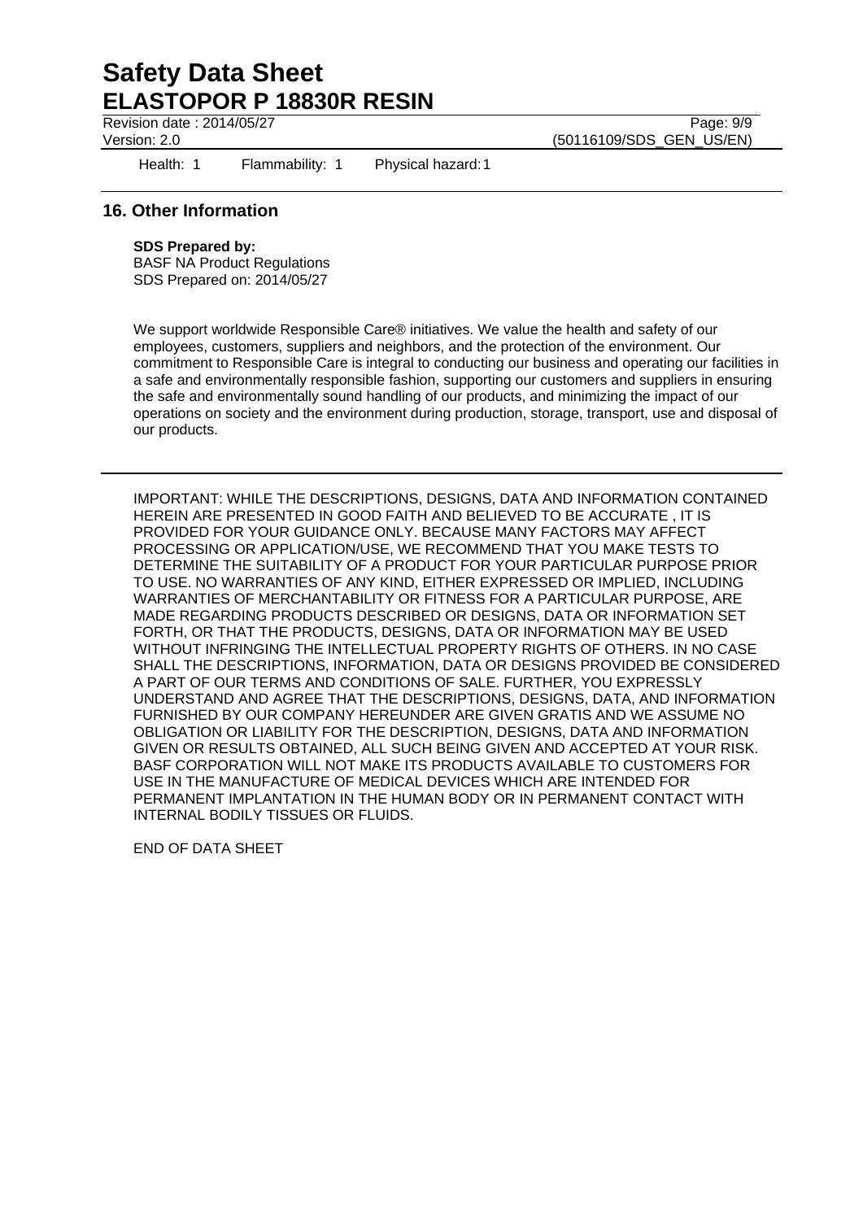Health: 1 Flammability: 1 Physical hazard: 1

## 16. Other Information

**SDS Prepared by:**
BASF NA Product Regulations
SDS Prepared on: 2014/05/27

We support worldwide Responsible Care® initiatives. We value the health and safety of our employees, customers, suppliers and neighbors, and the protection of the environment. Our commitment to Responsible Care is integral to conducting our business and operating our facilities in a safe and environmentally responsible fashion, supporting our customers and suppliers in ensuring the safe and environmentally sound handling of our products, and minimizing the impact of our operations on society and the environment during production, storage, transport, use and disposal of our products.

---

IMPORTANT: WHILE THE DESCRIPTIONS, DESIGNS, DATA AND INFORMATION CONTAINED HEREIN ARE PRESENTED IN GOOD FAITH AND BELIEVED TO BE ACCURATE , IT IS PROVIDED FOR YOUR GUIDANCE ONLY. BECAUSE MANY FACTORS MAY AFFECT PROCESSING OR APPLICATION/USE, WE RECOMMEND THAT YOU MAKE TESTS TO DETERMINE THE SUITABILITY OF A PRODUCT FOR YOUR PARTICULAR PURPOSE PRIOR TO USE. NO WARRANTIES OF ANY KIND, EITHER EXPRESSED OR IMPLIED, INCLUDING WARRANTIES OF MERCHANTABILITY OR FITNESS FOR A PARTICULAR PURPOSE, ARE MADE REGARDING PRODUCTS DESCRIBED OR DESIGNS, DATA OR INFORMATION SET FORTH, OR THAT THE PRODUCTS, DESIGNS, DATA OR INFORMATION MAY BE USED WITHOUT INFRINGING THE INTELLECTUAL PROPERTY RIGHTS OF OTHERS. IN NO CASE SHALL THE DESCRIPTIONS, INFORMATION, DATA OR DESIGNS PROVIDED BE CONSIDERED A PART OF OUR TERMS AND CONDITIONS OF SALE. FURTHER, YOU EXPRESSLY UNDERSTAND AND AGREE THAT THE DESCRIPTIONS, DESIGNS, DATA, AND INFORMATION FURNISHED BY OUR COMPANY HEREUNDER ARE GIVEN GRATIS AND WE ASSUME NO OBLIGATION OR LIABILITY FOR THE DESCRIPTION, DESIGNS, DATA AND INFORMATION GIVEN OR RESULTS OBTAINED, ALL SUCH BEING GIVEN AND ACCEPTED AT YOUR RISK. BASF CORPORATION WILL NOT MAKE ITS PRODUCTS AVAILABLE TO CUSTOMERS FOR USE IN THE MANUFACTURE OF MEDICAL DEVICES WHICH ARE INTENDED FOR PERMANENT IMPLANTATION IN THE HUMAN BODY OR IN PERMANENT CONTACT WITH INTERNAL BODILY TISSUES OR FLUIDS.

END OF DATA SHEET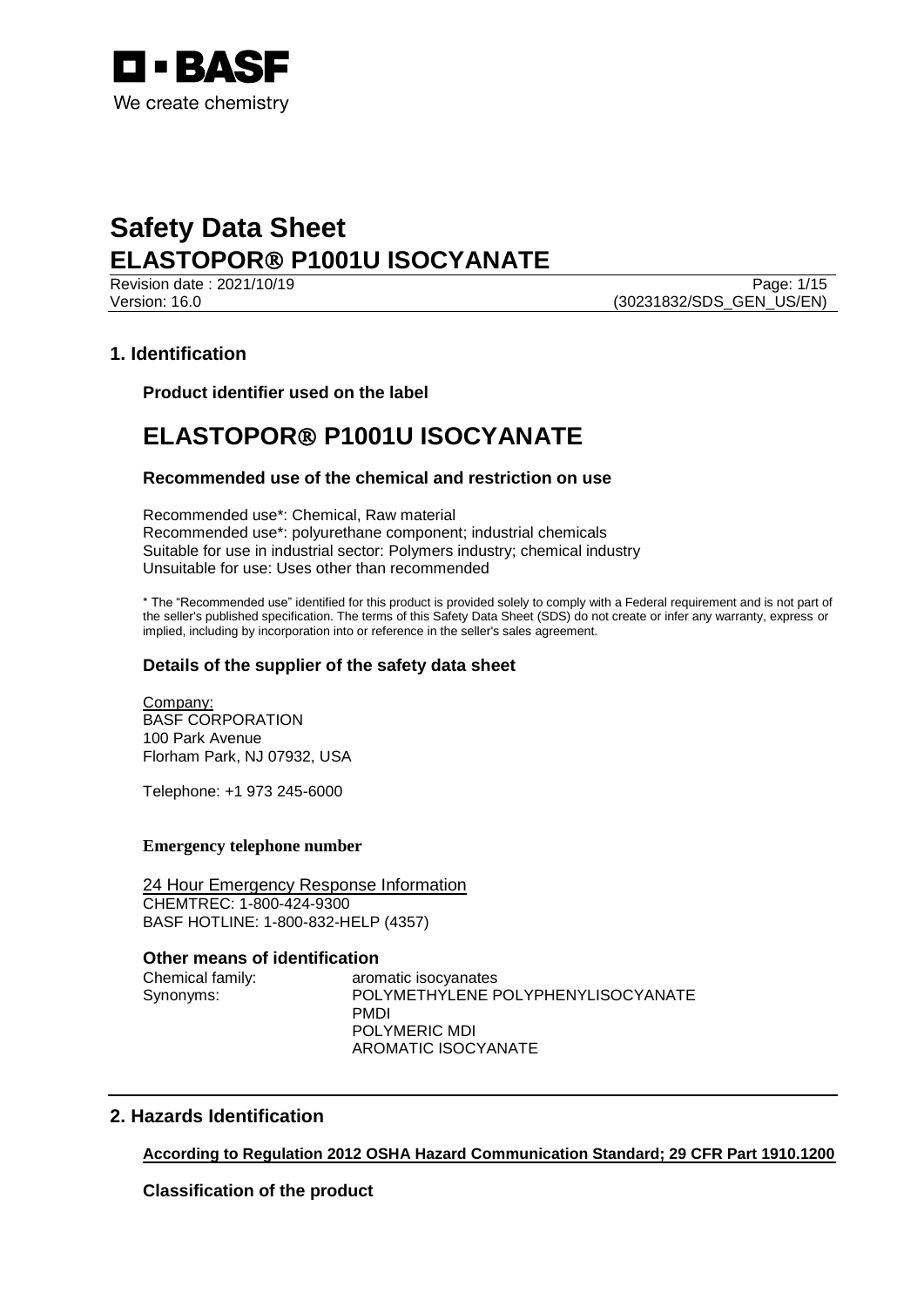# Safety Data Sheet

# ELASTOPOR® P1001U ISOCYANATE

Revision date : 2021/10/19
Version: 16.0
(30231832/SDS_GEN_US/EN)

## 1. Identification

### Product identifier used on the label

# ELASTOPOR® P1001U ISOCYANATE

### Recommended use of the chemical and restriction on use

Recommended use*: Chemical, Raw material
Recommended use*: polyurethane component; industrial chemicals
Suitable for use in industrial sector: Polymers industry; chemical industry
Unsuitable for use: Uses other than recommended

* The "Recommended use" identified for this product is provided solely to comply with a Federal requirement and is not part of the seller's published specification. The terms of this Safety Data Sheet (SDS) do not create or infer any warranty, express or implied, including by incorporation into or reference in the seller's sales agreement.

### Details of the supplier of the safety data sheet

Company:
BASF CORPORATION
100 Park Avenue
Florham Park, NJ 07932, USA

Telephone: +1 973 245-6000

**Emergency telephone number**

24 Hour Emergency Response Information
CHEMTREC: 1-800-424-9300
BASF HOTLINE: 1-800-832-HELP (4357)

### Other means of identification

| | |
|---|---|
| Chemical family: | aromatic isocyanates |
| Synonyms: | POLYMETHYLENE POLYPHENYLISOCYANATE<br>PMDI<br>POLYMERIC MDI<br>AROMATIC ISOCYANATE |

## 2. Hazards Identification

**According to Regulation 2012 OSHA Hazard Communication Standard; 29 CFR Part 1910.1200**

### Classification of the product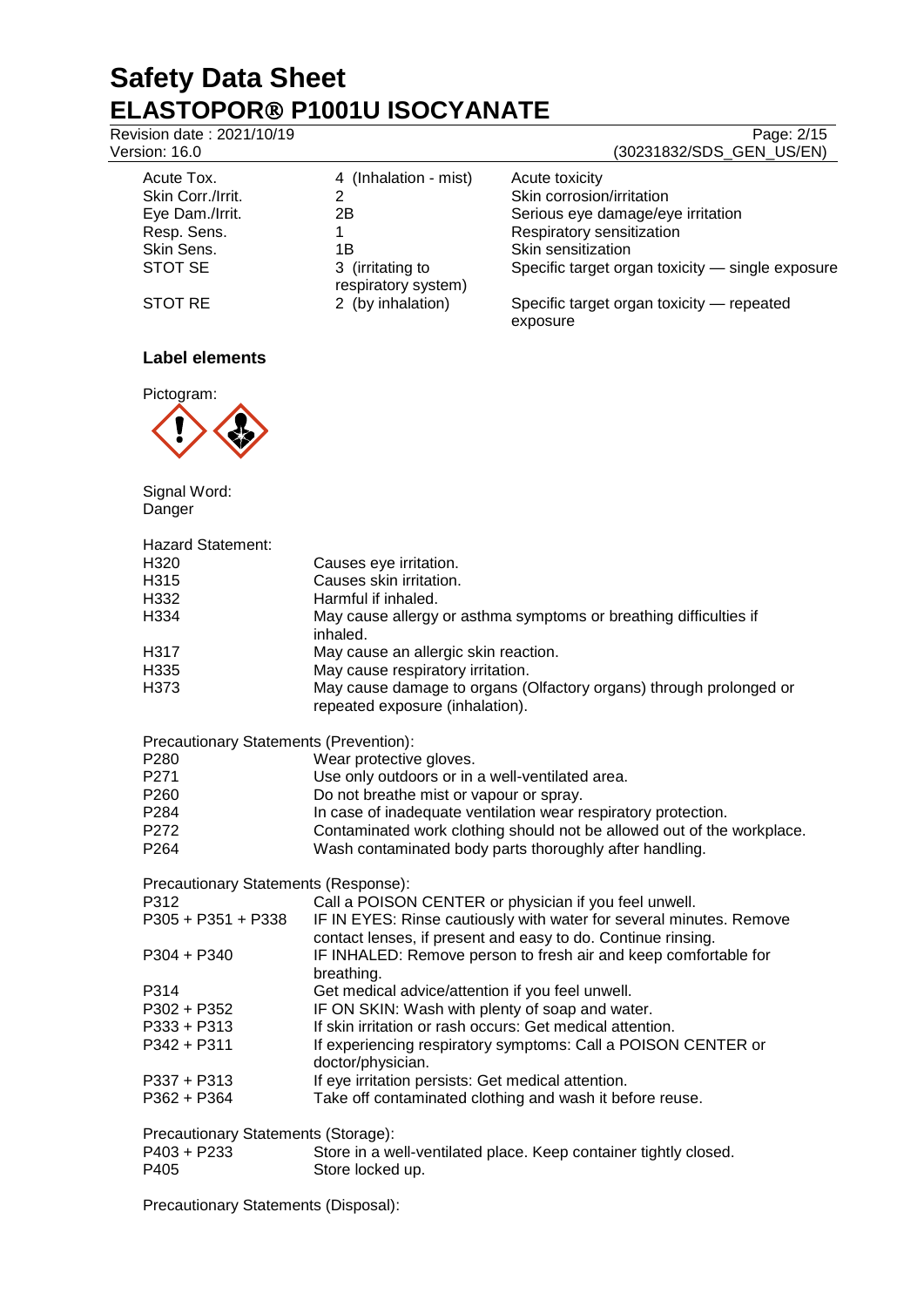# Safety Data Sheet

# ELASTOPOR® P1001U ISOCYANATE

Revision date : 2021/10/19
Version: 16.0

(30231832/SDS_GEN_US/EN)

| | | |
|---|---|---|
| Acute Tox. | 4 (Inhalation - mist) | Acute toxicity |
| Skin Corr./Irrit. | 2 | Skin corrosion/irritation |
| Eye Dam./Irrit. | 2B | Serious eye damage/eye irritation |
| Resp. Sens. | 1 | Respiratory sensitization |
| Skin Sens. | 1B | Skin sensitization |
| STOT SE | 3 (irritating to respiratory system) | Specific target organ toxicity — single exposure |
| STOT RE | 2 (by inhalation) | Specific target organ toxicity — repeated exposure |

### Label elements

Pictogram:

Signal Word:
Danger

Hazard Statement:

| | |
|---|---|
| H320 | Causes eye irritation. |
| H315 | Causes skin irritation. |
| H332 | Harmful if inhaled. |
| H334 | May cause allergy or asthma symptoms or breathing difficulties if inhaled. |
| H317 | May cause an allergic skin reaction. |
| H335 | May cause respiratory irritation. |
| H373 | May cause damage to organs (Olfactory organs) through prolonged or repeated exposure (inhalation). |

Precautionary Statements (Prevention):

| | |
|---|---|
| P280 | Wear protective gloves. |
| P271 | Use only outdoors or in a well-ventilated area. |
| P260 | Do not breathe mist or vapour or spray. |
| P284 | In case of inadequate ventilation wear respiratory protection. |
| P272 | Contaminated work clothing should not be allowed out of the workplace. |
| P264 | Wash contaminated body parts thoroughly after handling. |

Precautionary Statements (Response):

| | |
|---|---|
| P312 | Call a POISON CENTER or physician if you feel unwell. |
| P305 + P351 + P338 | IF IN EYES: Rinse cautiously with water for several minutes. Remove contact lenses, if present and easy to do. Continue rinsing. |
| P304 + P340 | IF INHALED: Remove person to fresh air and keep comfortable for breathing. |
| P314 | Get medical advice/attention if you feel unwell. |
| P302 + P352 | IF ON SKIN: Wash with plenty of soap and water. |
| P333 + P313 | If skin irritation or rash occurs: Get medical attention. |
| P342 + P311 | If experiencing respiratory symptoms: Call a POISON CENTER or doctor/physician. |
| P337 + P313 | If eye irritation persists: Get medical attention. |
| P362 + P364 | Take off contaminated clothing and wash it before reuse. |

Precautionary Statements (Storage):

| | |
|---|---|
| P403 + P233 | Store in a well-ventilated place. Keep container tightly closed. |
| P405 | Store locked up. |

Precautionary Statements (Disposal):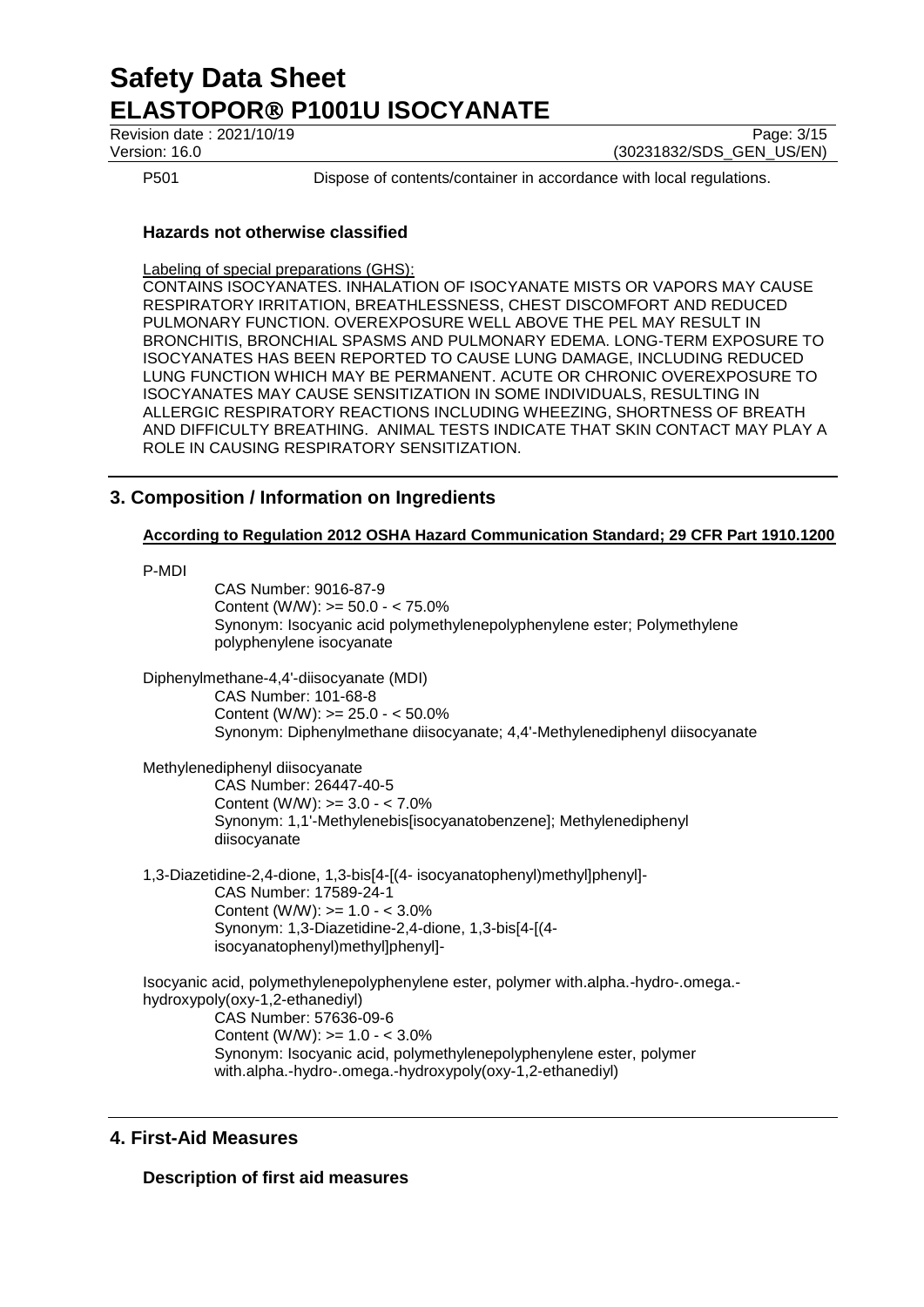P501 Dispose of contents/container in accordance with local regulations.

### Hazards not otherwise classified

Labeling of special preparations (GHS):

CONTAINS ISOCYANATES. INHALATION OF ISOCYANATE MISTS OR VAPORS MAY CAUSE RESPIRATORY IRRITATION, BREATHLESSNESS, CHEST DISCOMFORT AND REDUCED PULMONARY FUNCTION. OVEREXPOSURE WELL ABOVE THE PEL MAY RESULT IN BRONCHITIS, BRONCHIAL SPASMS AND PULMONARY EDEMA. LONG-TERM EXPOSURE TO ISOCYANATES HAS BEEN REPORTED TO CAUSE LUNG DAMAGE, INCLUDING REDUCED LUNG FUNCTION WHICH MAY BE PERMANENT. ACUTE OR CHRONIC OVEREXPOSURE TO ISOCYANATES MAY CAUSE SENSITIZATION IN SOME INDIVIDUALS, RESULTING IN ALLERGIC RESPIRATORY REACTIONS INCLUDING WHEEZING, SHORTNESS OF BREATH AND DIFFICULTY BREATHING. ANIMAL TESTS INDICATE THAT SKIN CONTACT MAY PLAY A ROLE IN CAUSING RESPIRATORY SENSITIZATION.

## 3. Composition / Information on Ingredients

**According to Regulation 2012 OSHA Hazard Communication Standard; 29 CFR Part 1910.1200**

P-MDI

CAS Number: 9016-87-9
Content (W/W): >= 50.0 - < 75.0%
Synonym: Isocyanic acid polymethylenepolyphenylene ester; Polymethylene polyphenylene isocyanate

Diphenylmethane-4,4'-diisocyanate (MDI)

CAS Number: 101-68-8
Content (W/W): >= 25.0 - < 50.0%
Synonym: Diphenylmethane diisocyanate; 4,4'-Methylenediphenyl diisocyanate

Methylenediphenyl diisocyanate

CAS Number: 26447-40-5
Content (W/W): >= 3.0 - < 7.0%
Synonym: 1,1'-Methylenebis[isocyanatobenzene]; Methylenediphenyl diisocyanate

1,3-Diazetidine-2,4-dione, 1,3-bis[4-[(4- isocyanatophenyl)methyl]phenyl]-

CAS Number: 17589-24-1
Content (W/W): >= 1.0 - < 3.0%
Synonym: 1,3-Diazetidine-2,4-dione, 1,3-bis[4-[(4-isocyanatophenyl)methyl]phenyl]-

Isocyanic acid, polymethylenepolyphenylene ester, polymer with.alpha.-hydro-.omega.-hydroxypoly(oxy-1,2-ethanediyl)

CAS Number: 57636-09-6
Content (W/W): >= 1.0 - < 3.0%
Synonym: Isocyanic acid, polymethylenepolyphenylene ester, polymer with.alpha.-hydro-.omega.-hydroxypoly(oxy-1,2-ethanediyl)

## 4. First-Aid Measures

### Description of first aid measures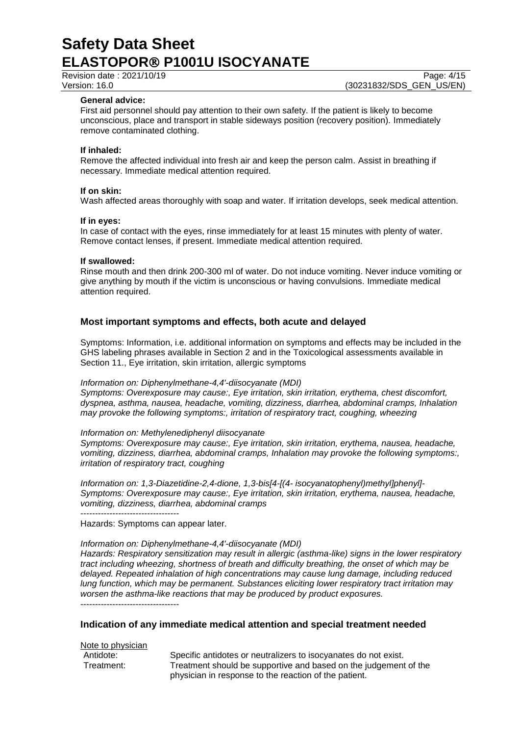**General advice:**
First aid personnel should pay attention to their own safety. If the patient is likely to become unconscious, place and transport in stable sideways position (recovery position). Immediately remove contaminated clothing.

**If inhaled:**
Remove the affected individual into fresh air and keep the person calm. Assist in breathing if necessary. Immediate medical attention required.

**If on skin:**
Wash affected areas thoroughly with soap and water. If irritation develops, seek medical attention.

**If in eyes:**
In case of contact with the eyes, rinse immediately for at least 15 minutes with plenty of water. Remove contact lenses, if present. Immediate medical attention required.

**If swallowed:**
Rinse mouth and then drink 200-300 ml of water. Do not induce vomiting. Never induce vomiting or give anything by mouth if the victim is unconscious or having convulsions. Immediate medical attention required.

## Most important symptoms and effects, both acute and delayed

Symptoms: Information, i.e. additional information on symptoms and effects may be included in the GHS labeling phrases available in Section 2 and in the Toxicological assessments available in Section 11., Eye irritation, skin irritation, allergic symptoms

*Information on: Diphenylmethane-4,4'-diisocyanate (MDI)*
*Symptoms: Overexposure may cause:, Eye irritation, skin irritation, erythema, chest discomfort, dyspnea, asthma, nausea, headache, vomiting, dizziness, diarrhea, abdominal cramps, Inhalation may provoke the following symptoms:, irritation of respiratory tract, coughing, wheezing*

*Information on: Methylenediphenyl diisocyanate*
*Symptoms: Overexposure may cause:, Eye irritation, skin irritation, erythema, nausea, headache, vomiting, dizziness, diarrhea, abdominal cramps, Inhalation may provoke the following symptoms:, irritation of respiratory tract, coughing*

*Information on: 1,3-Diazetidine-2,4-dione, 1,3-bis[4-[(4- isocyanatophenyl)methyl]phenyl]-*
*Symptoms: Overexposure may cause:, Eye irritation, skin irritation, erythema, nausea, headache, vomiting, dizziness, diarrhea, abdominal cramps*

----------------------------------

Hazards: Symptoms can appear later.

*Information on: Diphenylmethane-4,4'-diisocyanate (MDI)*
*Hazards: Respiratory sensitization may result in allergic (asthma-like) signs in the lower respiratory tract including wheezing, shortness of breath and difficulty breathing, the onset of which may be delayed. Repeated inhalation of high concentrations may cause lung damage, including reduced lung function, which may be permanent. Substances eliciting lower respiratory tract irritation may worsen the asthma-like reactions that may be produced by product exposures.*

----------------------------------

## Indication of any immediate medical attention and special treatment needed

Note to physician

Antidote: Specific antidotes or neutralizers to isocyanates do not exist.

Treatment: Treatment should be supportive and based on the judgement of the physician in response to the reaction of the patient.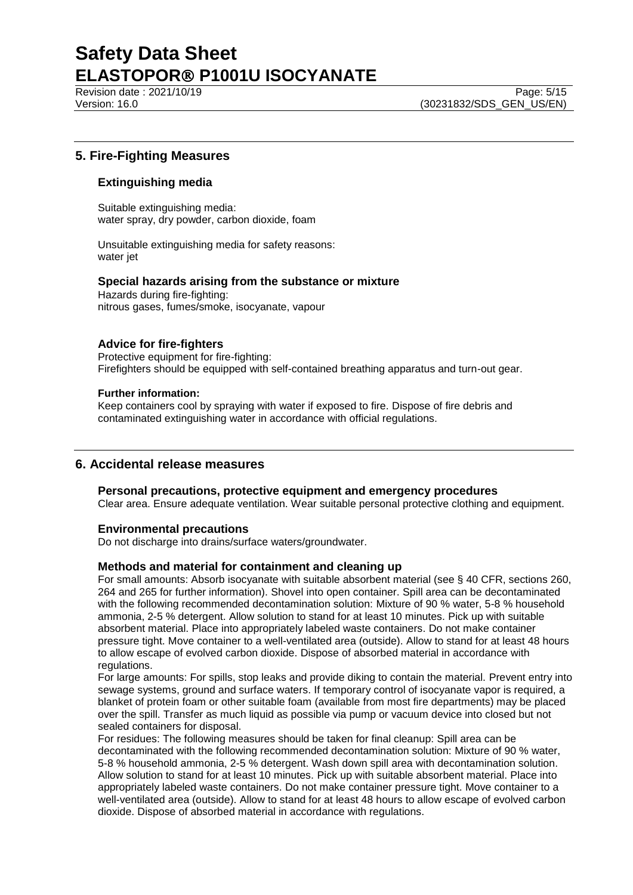## 5. Fire-Fighting Measures

### Extinguishing media

Suitable extinguishing media:
water spray, dry powder, carbon dioxide, foam

Unsuitable extinguishing media for safety reasons:
water jet

### Special hazards arising from the substance or mixture

Hazards during fire-fighting:
nitrous gases, fumes/smoke, isocyanate, vapour

### Advice for fire-fighters

Protective equipment for fire-fighting:
Firefighters should be equipped with self-contained breathing apparatus and turn-out gear.

**Further information:**

Keep containers cool by spraying with water if exposed to fire. Dispose of fire debris and contaminated extinguishing water in accordance with official regulations.

## 6. Accidental release measures

### Personal precautions, protective equipment and emergency procedures

Clear area. Ensure adequate ventilation. Wear suitable personal protective clothing and equipment.

### Environmental precautions

Do not discharge into drains/surface waters/groundwater.

### Methods and material for containment and cleaning up

For small amounts: Absorb isocyanate with suitable absorbent material (see § 40 CFR, sections 260, 264 and 265 for further information). Shovel into open container. Spill area can be decontaminated with the following recommended decontamination solution: Mixture of 90 % water, 5-8 % household ammonia, 2-5 % detergent. Allow solution to stand for at least 10 minutes. Pick up with suitable absorbent material. Place into appropriately labeled waste containers. Do not make container pressure tight. Move container to a well-ventilated area (outside). Allow to stand for at least 48 hours to allow escape of evolved carbon dioxide. Dispose of absorbed material in accordance with regulations.

For large amounts: For spills, stop leaks and provide diking to contain the material. Prevent entry into sewage systems, ground and surface waters. If temporary control of isocyanate vapor is required, a blanket of protein foam or other suitable foam (available from most fire departments) may be placed over the spill. Transfer as much liquid as possible via pump or vacuum device into closed but not sealed containers for disposal.

For residues: The following measures should be taken for final cleanup: Spill area can be decontaminated with the following recommended decontamination solution: Mixture of 90 % water, 5-8 % household ammonia, 2-5 % detergent. Wash down spill area with decontamination solution. Allow solution to stand for at least 10 minutes. Pick up with suitable absorbent material. Place into appropriately labeled waste containers. Do not make container pressure tight. Move container to a well-ventilated area (outside). Allow to stand for at least 48 hours to allow escape of evolved carbon dioxide. Dispose of absorbed material in accordance with regulations.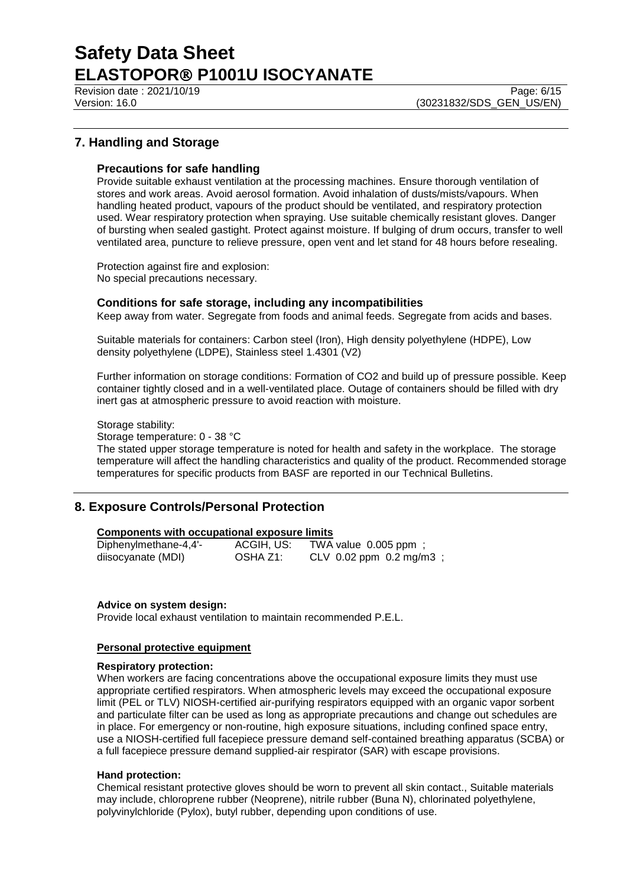## 7. Handling and Storage

### Precautions for safe handling

Provide suitable exhaust ventilation at the processing machines. Ensure thorough ventilation of stores and work areas. Avoid aerosol formation. Avoid inhalation of dusts/mists/vapours. When handling heated product, vapours of the product should be ventilated, and respiratory protection used. Wear respiratory protection when spraying. Use suitable chemically resistant gloves. Danger of bursting when sealed gastight. Protect against moisture. If bulging of drum occurs, transfer to well ventilated area, puncture to relieve pressure, open vent and let stand for 48 hours before resealing.

Protection against fire and explosion:
No special precautions necessary.

### Conditions for safe storage, including any incompatibilities

Keep away from water. Segregate from foods and animal feeds. Segregate from acids and bases.

Suitable materials for containers: Carbon steel (Iron), High density polyethylene (HDPE), Low density polyethylene (LDPE), Stainless steel 1.4301 (V2)

Further information on storage conditions: Formation of $CO_2$ and build up of pressure possible. Keep container tightly closed and in a well-ventilated place. Outage of containers should be filled with dry inert gas at atmospheric pressure to avoid reaction with moisture.

Storage stability:
Storage temperature: 0 - 38 °C
The stated upper storage temperature is noted for health and safety in the workplace. The storage temperature will affect the handling characteristics and quality of the product. Recommended storage temperatures for specific products from BASF are reported in our Technical Bulletins.

## 8. Exposure Controls/Personal Protection

**Components with occupational exposure limits**

| | | |
|---|---|---|
| Diphenylmethane-4,4'-diisocyanate (MDI) | ACGIH, US: | TWA value 0.005 ppm ; |
| | OSHA Z1: | CLV 0.02 ppm 0.2 mg/m3 ; |

**Advice on system design:**
Provide local exhaust ventilation to maintain recommended P.E.L.

**Personal protective equipment**

**Respiratory protection:**
When workers are facing concentrations above the occupational exposure limits they must use appropriate certified respirators. When atmospheric levels may exceed the occupational exposure limit (PEL or TLV) NIOSH-certified air-purifying respirators equipped with an organic vapor sorbent and particulate filter can be used as long as appropriate precautions and change out schedules are in place. For emergency or non-routine, high exposure situations, including confined space entry, use a NIOSH-certified full facepiece pressure demand self-contained breathing apparatus (SCBA) or a full facepiece pressure demand supplied-air respirator (SAR) with escape provisions.

**Hand protection:**
Chemical resistant protective gloves should be worn to prevent all skin contact., Suitable materials may include, chloroprene rubber (Neoprene), nitrile rubber (Buna N), chlorinated polyethylene, polyvinylchloride (Pylox), butyl rubber, depending upon conditions of use.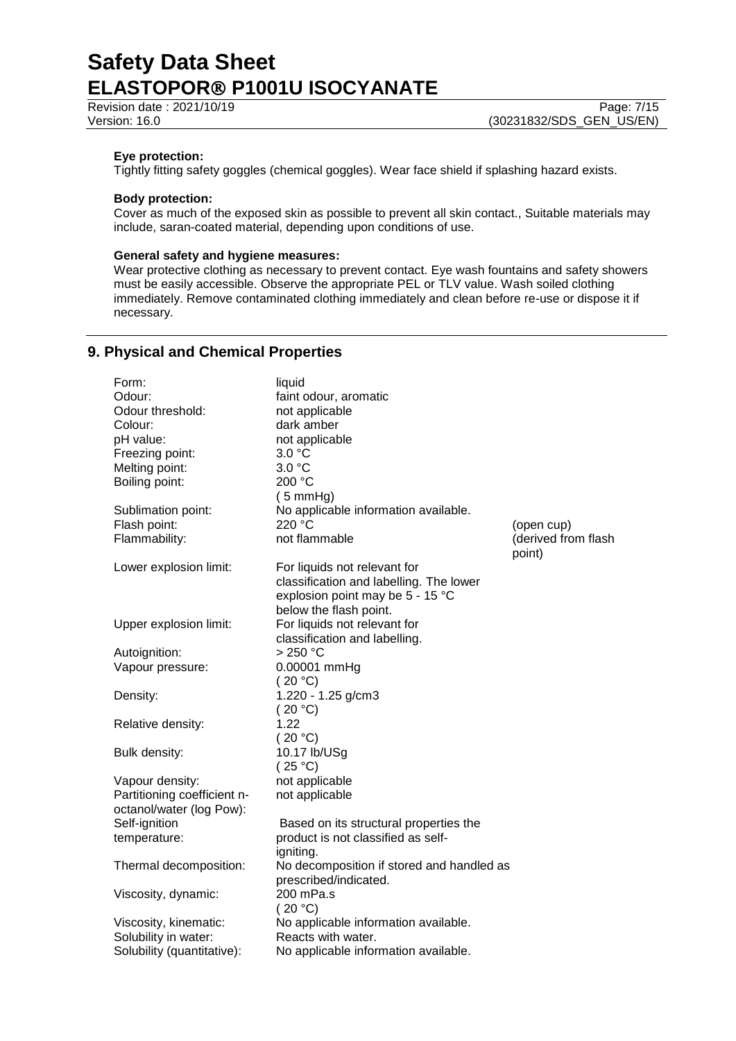**Eye protection:**
Tightly fitting safety goggles (chemical goggles). Wear face shield if splashing hazard exists.

**Body protection:**
Cover as much of the exposed skin as possible to prevent all skin contact., Suitable materials may include, saran-coated material, depending upon conditions of use.

**General safety and hygiene measures:**
Wear protective clothing as necessary to prevent contact. Eye wash fountains and safety showers must be easily accessible. Observe the appropriate PEL or TLV value. Wash soiled clothing immediately. Remove contaminated clothing immediately and clean before re-use or dispose it if necessary.

## 9. Physical and Chemical Properties

| | | |
|---|---|---|
| Form: | liquid | |
| Odour: | faint odour, aromatic | |
| Odour threshold: | not applicable | |
| Colour: | dark amber | |
| pH value: | not applicable | |
| Freezing point: | 3.0 °C | |
| Melting point: | 3.0 °C | |
| Boiling point: | 200 °C ( 5 mmHg) | |
| Sublimation point: | No applicable information available. | |
| Flash point: | 220 °C | (open cup) |
| Flammability: | not flammable | (derived from flash point) |
| Lower explosion limit: | For liquids not relevant for classification and labelling. The lower explosion point may be 5 - 15 °C below the flash point. | |
| Upper explosion limit: | For liquids not relevant for classification and labelling. | |
| Autoignition: | > 250 °C | |
| Vapour pressure: | 0.00001 mmHg ( 20 °C) | |
| Density: | 1.220 - 1.25 g/cm3 ( 20 °C) | |
| Relative density: | 1.22 ( 20 °C) | |
| Bulk density: | 10.17 lb/USg ( 25 °C) | |
| Vapour density: | not applicable | |
| Partitioning coefficient n-octanol/water (log Pow): | not applicable | |
| Self-ignition temperature: | Based on its structural properties the product is not classified as self-igniting. | |
| Thermal decomposition: | No decomposition if stored and handled as prescribed/indicated. | |
| Viscosity, dynamic: | 200 mPa.s ( 20 °C) | |
| Viscosity, kinematic: | No applicable information available. | |
| Solubility in water: | Reacts with water. | |
| Solubility (quantitative): | No applicable information available. | |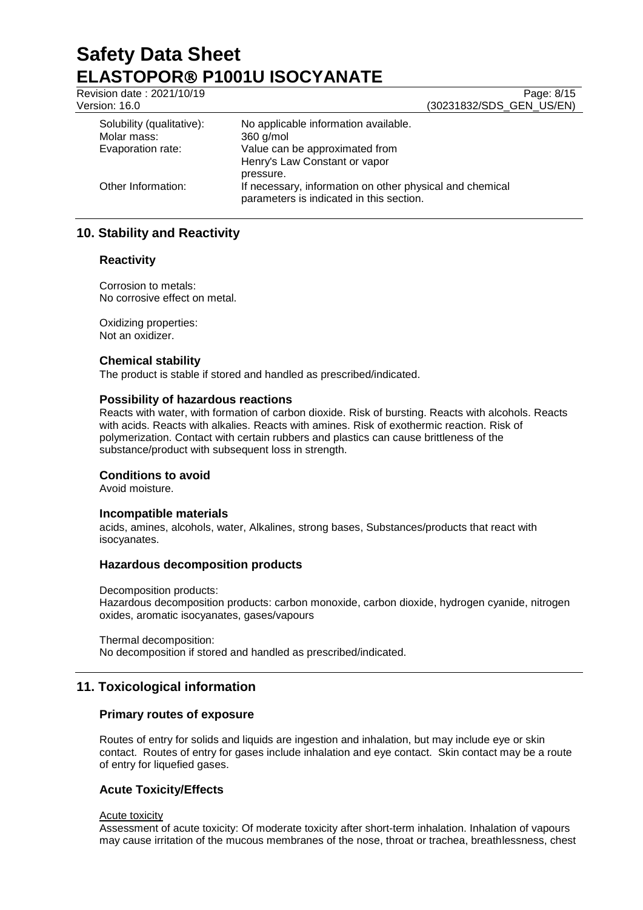Solubility (qualitative): No applicable information available.
Molar mass: 360 g/mol
Evaporation rate: Value can be approximated from Henry's Law Constant or vapor pressure.
Other Information: If necessary, information on other physical and chemical parameters is indicated in this section.

## 10. Stability and Reactivity

### Reactivity

Corrosion to metals:
No corrosive effect on metal.

Oxidizing properties:
Not an oxidizer.

### Chemical stability

The product is stable if stored and handled as prescribed/indicated.

### Possibility of hazardous reactions

Reacts with water, with formation of carbon dioxide. Risk of bursting. Reacts with alcohols. Reacts with acids. Reacts with alkalies. Reacts with amines. Risk of exothermic reaction. Risk of polymerization. Contact with certain rubbers and plastics can cause brittleness of the substance/product with subsequent loss in strength.

### Conditions to avoid

Avoid moisture.

### Incompatible materials

acids, amines, alcohols, water, Alkalines, strong bases, Substances/products that react with isocyanates.

### Hazardous decomposition products

Decomposition products:
Hazardous decomposition products: carbon monoxide, carbon dioxide, hydrogen cyanide, nitrogen oxides, aromatic isocyanates, gases/vapours

Thermal decomposition:
No decomposition if stored and handled as prescribed/indicated.

## 11. Toxicological information

### Primary routes of exposure

Routes of entry for solids and liquids are ingestion and inhalation, but may include eye or skin contact. Routes of entry for gases include inhalation and eye contact. Skin contact may be a route of entry for liquefied gases.

### Acute Toxicity/Effects

Acute toxicity

Assessment of acute toxicity: Of moderate toxicity after short-term inhalation. Inhalation of vapours may cause irritation of the mucous membranes of the nose, throat or trachea, breathlessness, chest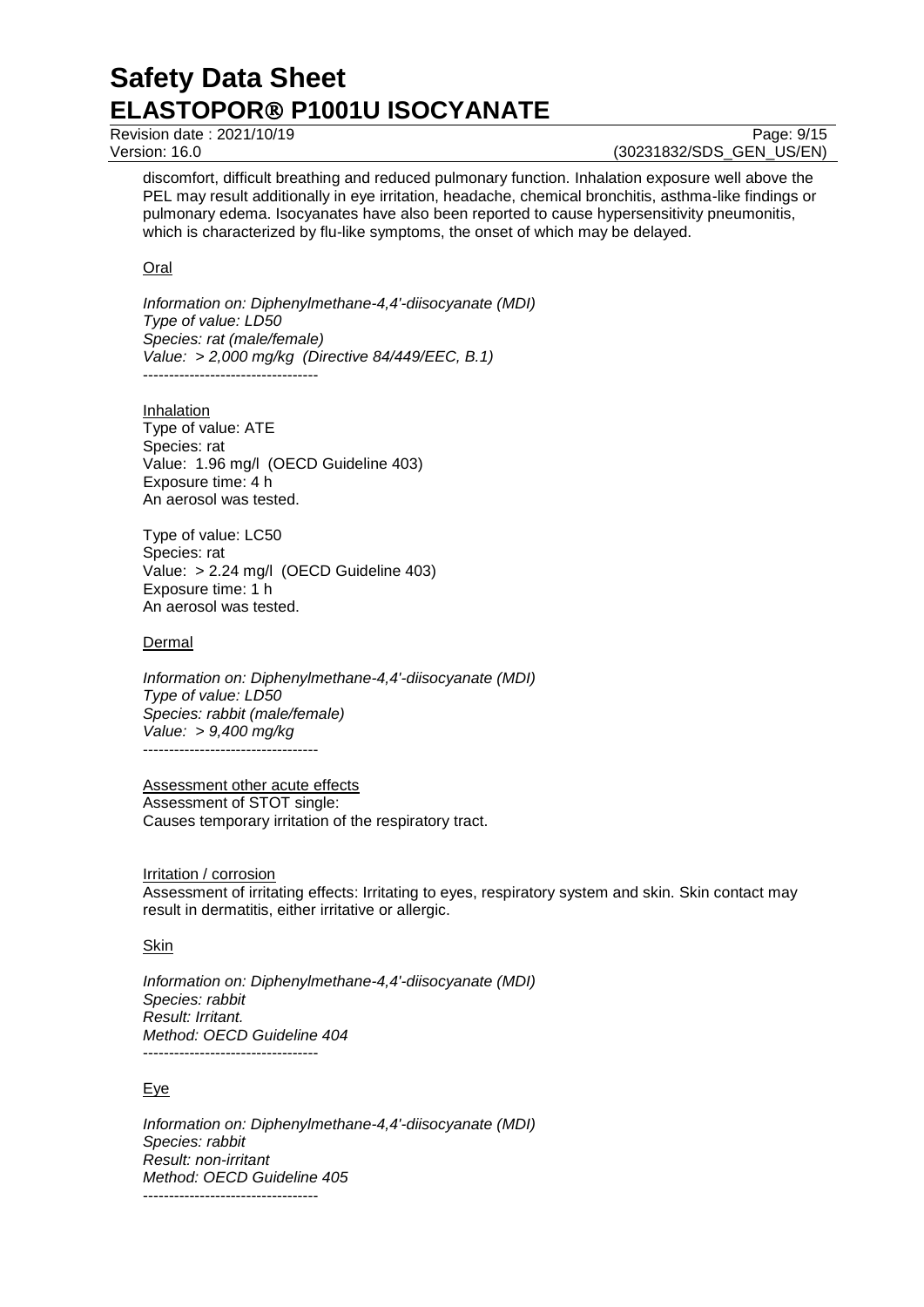discomfort, difficult breathing and reduced pulmonary function. Inhalation exposure well above the PEL may result additionally in eye irritation, headache, chemical bronchitis, asthma-like findings or pulmonary edema. Isocyanates have also been reported to cause hypersensitivity pneumonitis, which is characterized by flu-like symptoms, the onset of which may be delayed.

Oral

*Information on: Diphenylmethane-4,4'-diisocyanate (MDI)*
*Type of value: LD50*
*Species: rat (male/female)*
*Value: > 2,000 mg/kg (Directive 84/449/EEC, B.1)*
----------------------------------

Inhalation
Type of value: ATE
Species: rat
Value: 1.96 mg/l (OECD Guideline 403)
Exposure time: 4 h
An aerosol was tested.

Type of value: LC50
Species: rat
Value: > 2.24 mg/l (OECD Guideline 403)
Exposure time: 1 h
An aerosol was tested.

Dermal

*Information on: Diphenylmethane-4,4'-diisocyanate (MDI)*
*Type of value: LD50*
*Species: rabbit (male/female)*
*Value: > 9,400 mg/kg*
----------------------------------

Assessment other acute effects
Assessment of STOT single:
Causes temporary irritation of the respiratory tract.

Irritation / corrosion
Assessment of irritating effects: Irritating to eyes, respiratory system and skin. Skin contact may result in dermatitis, either irritative or allergic.

Skin

*Information on: Diphenylmethane-4,4'-diisocyanate (MDI)*
*Species: rabbit*
*Result: Irritant.*
*Method: OECD Guideline 404*
----------------------------------

Eye

*Information on: Diphenylmethane-4,4'-diisocyanate (MDI)*
*Species: rabbit*
*Result: non-irritant*
*Method: OECD Guideline 405*
----------------------------------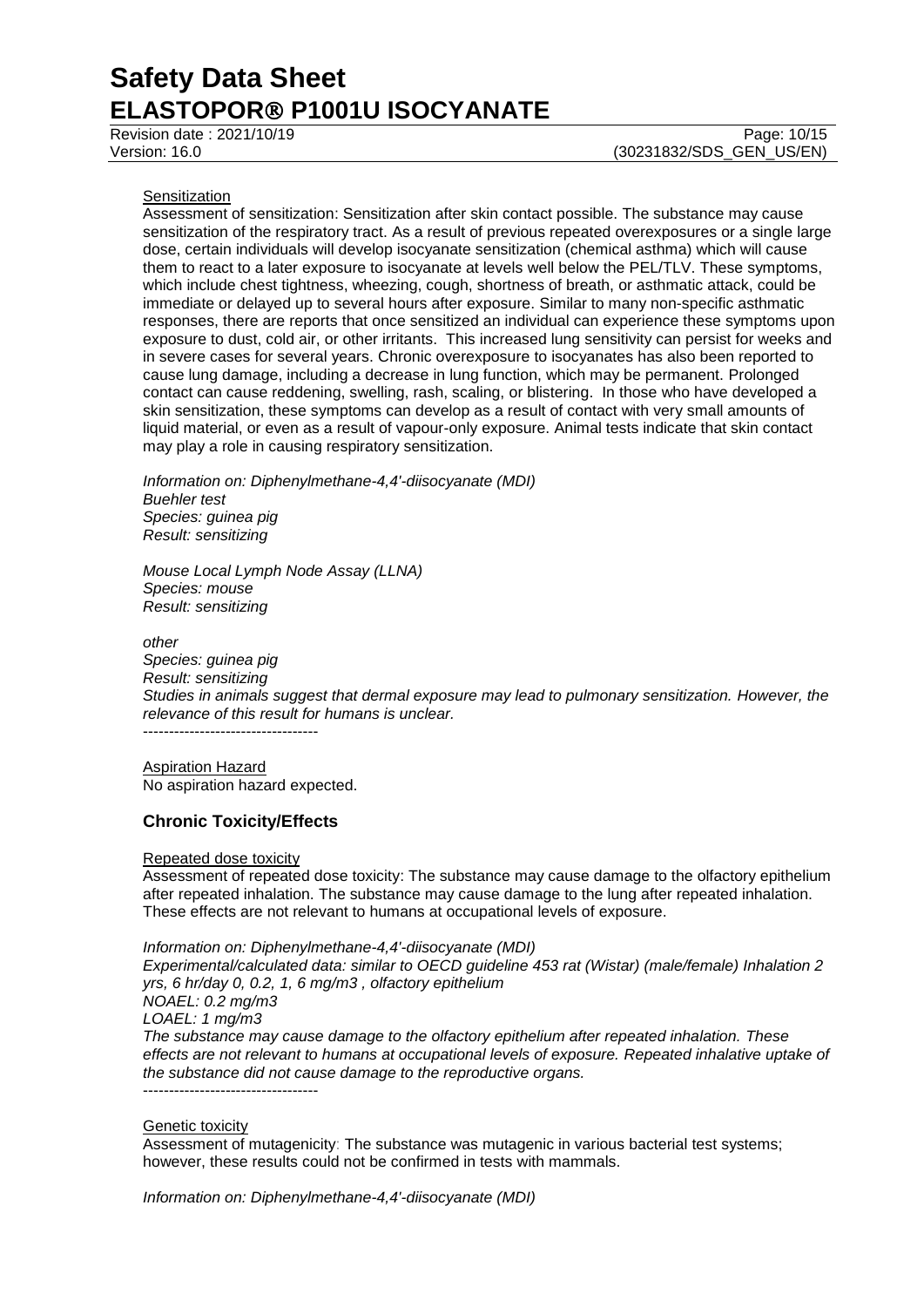Sensitization

Assessment of sensitization: Sensitization after skin contact possible. The substance may cause sensitization of the respiratory tract. As a result of previous repeated overexposures or a single large dose, certain individuals will develop isocyanate sensitization (chemical asthma) which will cause them to react to a later exposure to isocyanate at levels well below the PEL/TLV. These symptoms, which include chest tightness, wheezing, cough, shortness of breath, or asthmatic attack, could be immediate or delayed up to several hours after exposure. Similar to many non-specific asthmatic responses, there are reports that once sensitized an individual can experience these symptoms upon exposure to dust, cold air, or other irritants. This increased lung sensitivity can persist for weeks and in severe cases for several years. Chronic overexposure to isocyanates has also been reported to cause lung damage, including a decrease in lung function, which may be permanent. Prolonged contact can cause reddening, swelling, rash, scaling, or blistering. In those who have developed a skin sensitization, these symptoms can develop as a result of contact with very small amounts of liquid material, or even as a result of vapour-only exposure. Animal tests indicate that skin contact may play a role in causing respiratory sensitization.

*Information on: Diphenylmethane-4,4'-diisocyanate (MDI)*
*Buehler test*
*Species: guinea pig*
*Result: sensitizing*

*Mouse Local Lymph Node Assay (LLNA)*
*Species: mouse*
*Result: sensitizing*

*other*
*Species: guinea pig*
*Result: sensitizing*
*Studies in animals suggest that dermal exposure may lead to pulmonary sensitization. However, the relevance of this result for humans is unclear.*

----------------------------------

Aspiration Hazard

No aspiration hazard expected.

## Chronic Toxicity/Effects

Repeated dose toxicity

Assessment of repeated dose toxicity: The substance may cause damage to the olfactory epithelium after repeated inhalation. The substance may cause damage to the lung after repeated inhalation. These effects are not relevant to humans at occupational levels of exposure.

*Information on: Diphenylmethane-4,4'-diisocyanate (MDI)*
*Experimental/calculated data: similar to OECD guideline 453 rat (Wistar) (male/female) Inhalation 2 yrs, 6 hr/day 0, 0.2, 1, 6 mg/m3 , olfactory epithelium*
*NOAEL: 0.2 mg/m3*
*LOAEL: 1 mg/m3*
*The substance may cause damage to the olfactory epithelium after repeated inhalation. These effects are not relevant to humans at occupational levels of exposure. Repeated inhalative uptake of the substance did not cause damage to the reproductive organs.*

----------------------------------

Genetic toxicity

Assessment of mutagenicity: The substance was mutagenic in various bacterial test systems; however, these results could not be confirmed in tests with mammals.

*Information on: Diphenylmethane-4,4'-diisocyanate (MDI)*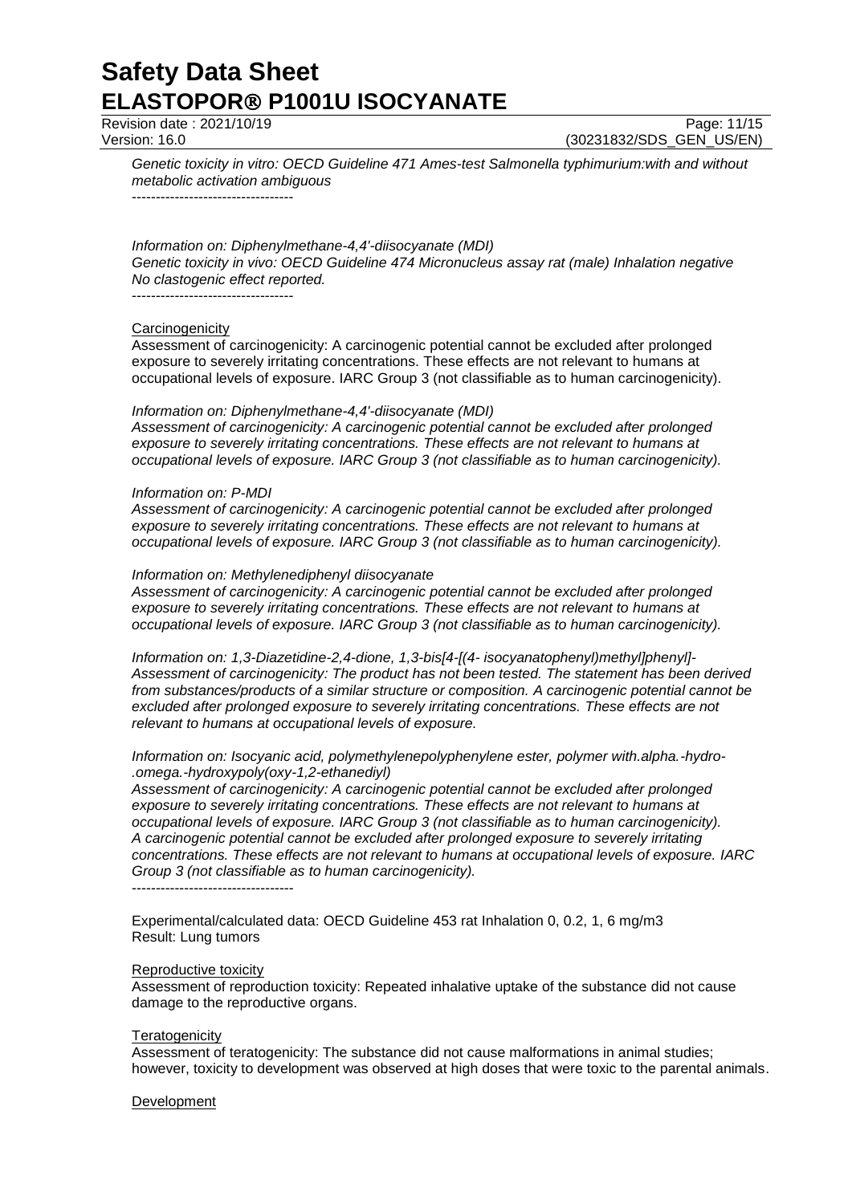*Genetic toxicity in vitro: OECD Guideline 471 Ames-test Salmonella typhimurium:with and without metabolic activation ambiguous*

----------------------------------

*Information on: Diphenylmethane-4,4'-diisocyanate (MDI)*
*Genetic toxicity in vivo: OECD Guideline 474 Micronucleus assay rat (male) Inhalation negative*
*No clastogenic effect reported.*

----------------------------------

Carcinogenicity

Assessment of carcinogenicity: A carcinogenic potential cannot be excluded after prolonged exposure to severely irritating concentrations. These effects are not relevant to humans at occupational levels of exposure. IARC Group 3 (not classifiable as to human carcinogenicity).

*Information on: Diphenylmethane-4,4'-diisocyanate (MDI)*
*Assessment of carcinogenicity: A carcinogenic potential cannot be excluded after prolonged exposure to severely irritating concentrations. These effects are not relevant to humans at occupational levels of exposure. IARC Group 3 (not classifiable as to human carcinogenicity).*

*Information on: P-MDI*
*Assessment of carcinogenicity: A carcinogenic potential cannot be excluded after prolonged exposure to severely irritating concentrations. These effects are not relevant to humans at occupational levels of exposure. IARC Group 3 (not classifiable as to human carcinogenicity).*

*Information on: Methylenediphenyl diisocyanate*
*Assessment of carcinogenicity: A carcinogenic potential cannot be excluded after prolonged exposure to severely irritating concentrations. These effects are not relevant to humans at occupational levels of exposure. IARC Group 3 (not classifiable as to human carcinogenicity).*

*Information on: 1,3-Diazetidine-2,4-dione, 1,3-bis[4-[(4- isocyanatophenyl)methyl]phenyl]-*
*Assessment of carcinogenicity: The product has not been tested. The statement has been derived from substances/products of a similar structure or composition. A carcinogenic potential cannot be excluded after prolonged exposure to severely irritating concentrations. These effects are not relevant to humans at occupational levels of exposure.*

*Information on: Isocyanic acid, polymethylenepolyphenylene ester, polymer with.alpha.-hydro-.omega.-hydroxypoly(oxy-1,2-ethanediyl)*
*Assessment of carcinogenicity: A carcinogenic potential cannot be excluded after prolonged exposure to severely irritating concentrations. These effects are not relevant to humans at occupational levels of exposure. IARC Group 3 (not classifiable as to human carcinogenicity). A carcinogenic potential cannot be excluded after prolonged exposure to severely irritating concentrations. These effects are not relevant to humans at occupational levels of exposure. IARC Group 3 (not classifiable as to human carcinogenicity).*

----------------------------------

Experimental/calculated data: OECD Guideline 453 rat Inhalation 0, 0.2, 1, 6 mg/m3
Result: Lung tumors

Reproductive toxicity

Assessment of reproduction toxicity: Repeated inhalative uptake of the substance did not cause damage to the reproductive organs.

Teratogenicity

Assessment of teratogenicity: The substance did not cause malformations in animal studies; however, toxicity to development was observed at high doses that were toxic to the parental animals.

Development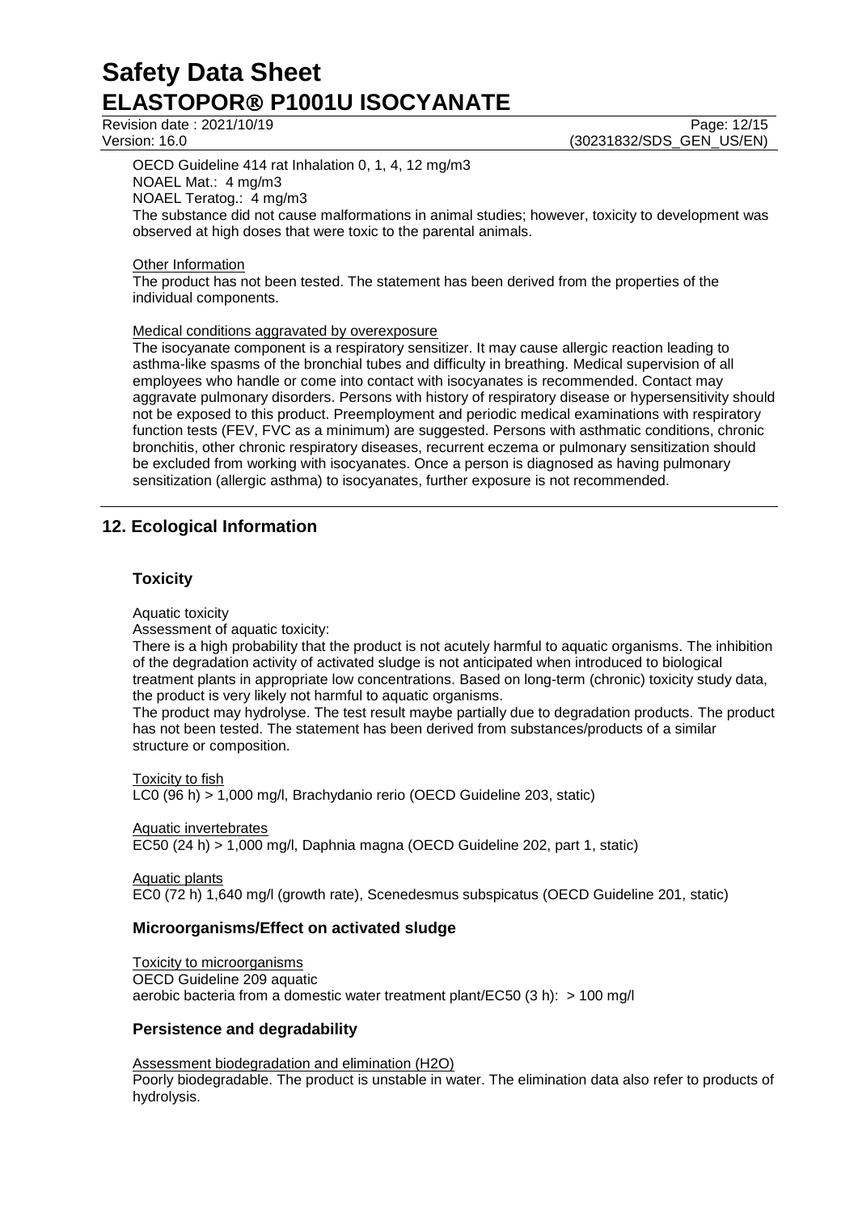OECD Guideline 414 rat Inhalation 0, 1, 4, 12 mg/m3
NOAEL Mat.: 4 mg/m3
NOAEL Teratog.: 4 mg/m3
The substance did not cause malformations in animal studies; however, toxicity to development was observed at high doses that were toxic to the parental animals.

Other Information
The product has not been tested. The statement has been derived from the properties of the individual components.

Medical conditions aggravated by overexposure
The isocyanate component is a respiratory sensitizer. It may cause allergic reaction leading to asthma-like spasms of the bronchial tubes and difficulty in breathing. Medical supervision of all employees who handle or come into contact with isocyanates is recommended. Contact may aggravate pulmonary disorders. Persons with history of respiratory disease or hypersensitivity should not be exposed to this product. Preemployment and periodic medical examinations with respiratory function tests (FEV, FVC as a minimum) are suggested. Persons with asthmatic conditions, chronic bronchitis, other chronic respiratory diseases, recurrent eczema or pulmonary sensitization should be excluded from working with isocyanates. Once a person is diagnosed as having pulmonary sensitization (allergic asthma) to isocyanates, further exposure is not recommended.

## 12. Ecological Information

### Toxicity

Aquatic toxicity
Assessment of aquatic toxicity:
There is a high probability that the product is not acutely harmful to aquatic organisms. The inhibition of the degradation activity of activated sludge is not anticipated when introduced to biological treatment plants in appropriate low concentrations. Based on long-term (chronic) toxicity study data, the product is very likely not harmful to aquatic organisms.
The product may hydrolyse. The test result maybe partially due to degradation products. The product has not been tested. The statement has been derived from substances/products of a similar structure or composition.

Toxicity to fish
LC0 (96 h) > 1,000 mg/l, Brachydanio rerio (OECD Guideline 203, static)

Aquatic invertebrates
EC50 (24 h) > 1,000 mg/l, Daphnia magna (OECD Guideline 202, part 1, static)

Aquatic plants
EC0 (72 h) 1,640 mg/l (growth rate), Scenedesmus subspicatus (OECD Guideline 201, static)

### Microorganisms/Effect on activated sludge

Toxicity to microorganisms
OECD Guideline 209 aquatic
aerobic bacteria from a domestic water treatment plant/EC50 (3 h): > 100 mg/l

### Persistence and degradability

Assessment biodegradation and elimination (H2O)
Poorly biodegradable. The product is unstable in water. The elimination data also refer to products of hydrolysis.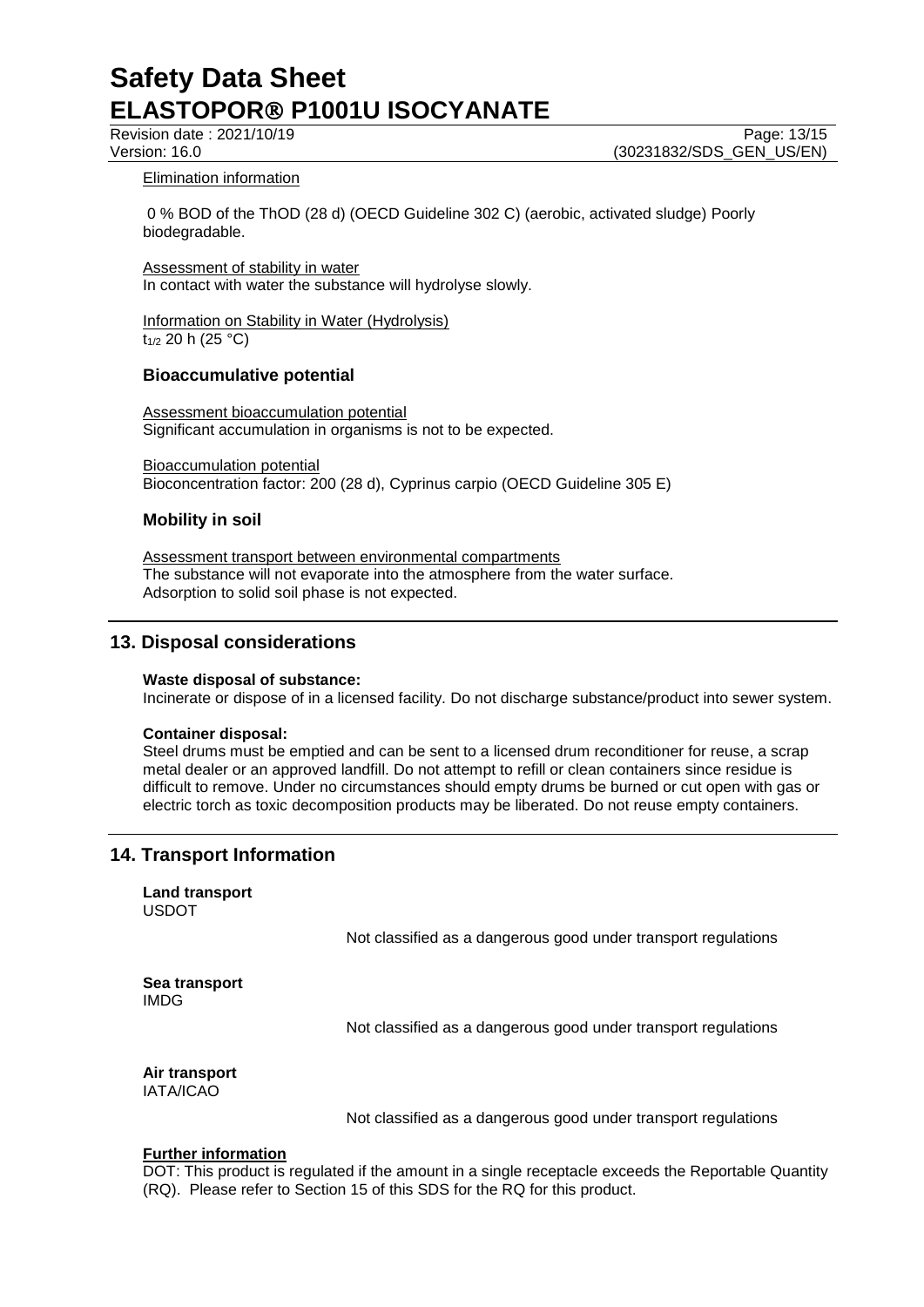Elimination information

0 % BOD of the ThOD (28 d) (OECD Guideline 302 C) (aerobic, activated sludge) Poorly biodegradable.

Assessment of stability in water
In contact with water the substance will hydrolyse slowly.

Information on Stability in Water (Hydrolysis)
$t_{1/2}$ 20 h (25 °C)

### Bioaccumulative potential

Assessment bioaccumulation potential
Significant accumulation in organisms is not to be expected.

Bioaccumulation potential
Bioconcentration factor: 200 (28 d), Cyprinus carpio (OECD Guideline 305 E)

### Mobility in soil

Assessment transport between environmental compartments
The substance will not evaporate into the atmosphere from the water surface.
Adsorption to solid soil phase is not expected.

## 13. Disposal considerations

**Waste disposal of substance:**
Incinerate or dispose of in a licensed facility. Do not discharge substance/product into sewer system.

**Container disposal:**
Steel drums must be emptied and can be sent to a licensed drum reconditioner for reuse, a scrap metal dealer or an approved landfill. Do not attempt to refill or clean containers since residue is difficult to remove. Under no circumstances should empty drums be burned or cut open with gas or electric torch as toxic decomposition products may be liberated. Do not reuse empty containers.

## 14. Transport Information

**Land transport**
USDOT

Not classified as a dangerous good under transport regulations

**Sea transport**
IMDG

Not classified as a dangerous good under transport regulations

**Air transport**
IATA/ICAO

Not classified as a dangerous good under transport regulations

**Further information**
DOT: This product is regulated if the amount in a single receptacle exceeds the Reportable Quantity (RQ). Please refer to Section 15 of this SDS for the RQ for this product.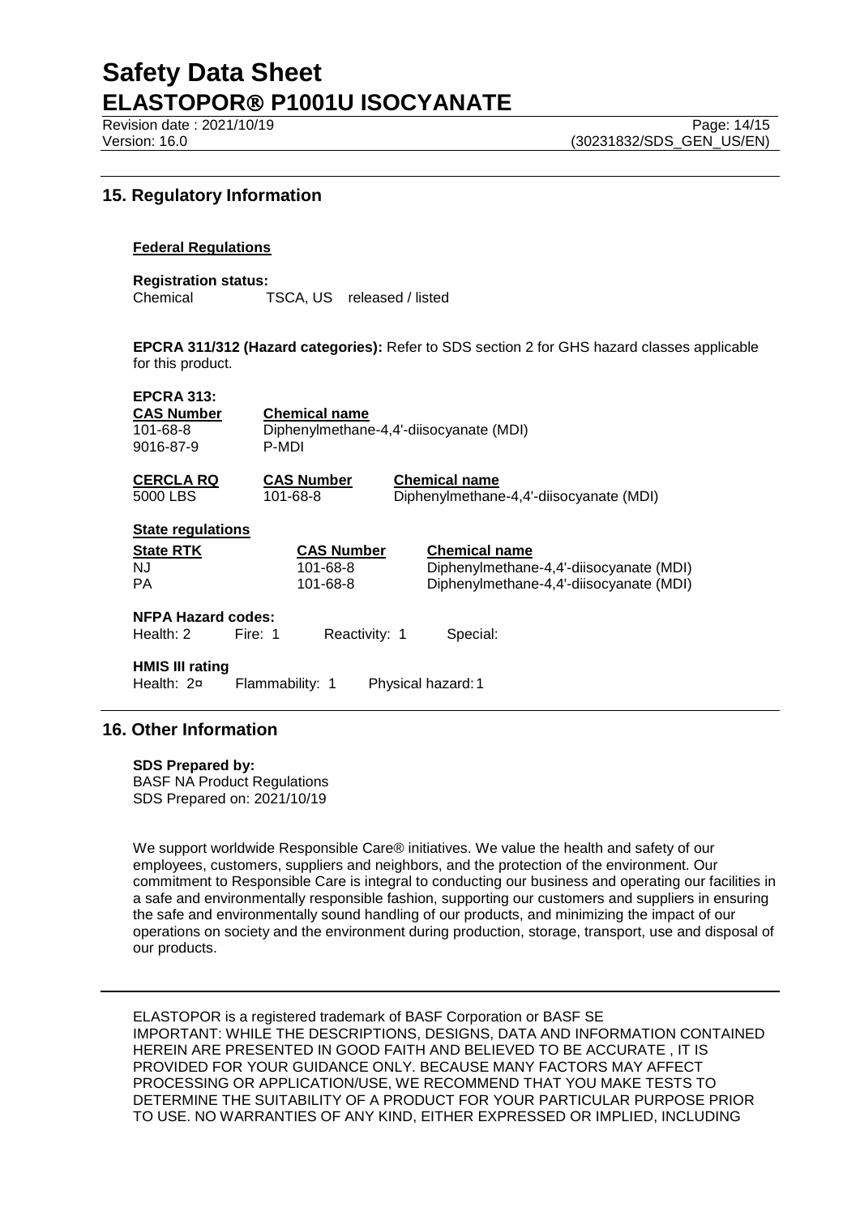## 15. Regulatory Information

**Federal Regulations**

**Registration status:**

| Chemical | TSCA, US | released / listed |
|---|---|---|

**EPCRA 311/312 (Hazard categories):** Refer to SDS section 2 for GHS hazard classes applicable for this product.

**EPCRA 313:**

| CAS Number | Chemical name |
|---|---|
| 101-68-8 | Diphenylmethane-4,4'-diisocyanate (MDI) |
| 9016-87-9 | P-MDI |

| CERCLA RQ | CAS Number | Chemical name |
|---|---|---|
| 5000 LBS | 101-68-8 | Diphenylmethane-4,4'-diisocyanate (MDI) |

**State regulations**

| State RTK | CAS Number | Chemical name |
|---|---|---|
| NJ | 101-68-8 | Diphenylmethane-4,4'-diisocyanate (MDI) |
| PA | 101-68-8 | Diphenylmethane-4,4'-diisocyanate (MDI) |

**NFPA Hazard codes:**

Health: 2 Fire: 1 Reactivity: 1 Special:

**HMIS III rating**

Health: 2¤ Flammability: 1 Physical hazard: 1

## 16. Other Information

**SDS Prepared by:**
BASF NA Product Regulations
SDS Prepared on: 2021/10/19

We support worldwide Responsible Care® initiatives. We value the health and safety of our employees, customers, suppliers and neighbors, and the protection of the environment. Our commitment to Responsible Care is integral to conducting our business and operating our facilities in a safe and environmentally responsible fashion, supporting our customers and suppliers in ensuring the safe and environmentally sound handling of our products, and minimizing the impact of our operations on society and the environment during production, storage, transport, use and disposal of our products.

ELASTOPOR is a registered trademark of BASF Corporation or BASF SE
IMPORTANT: WHILE THE DESCRIPTIONS, DESIGNS, DATA AND INFORMATION CONTAINED HEREIN ARE PRESENTED IN GOOD FAITH AND BELIEVED TO BE ACCURATE , IT IS PROVIDED FOR YOUR GUIDANCE ONLY. BECAUSE MANY FACTORS MAY AFFECT PROCESSING OR APPLICATION/USE, WE RECOMMEND THAT YOU MAKE TESTS TO DETERMINE THE SUITABILITY OF A PRODUCT FOR YOUR PARTICULAR PURPOSE PRIOR TO USE. NO WARRANTIES OF ANY KIND, EITHER EXPRESSED OR IMPLIED, INCLUDING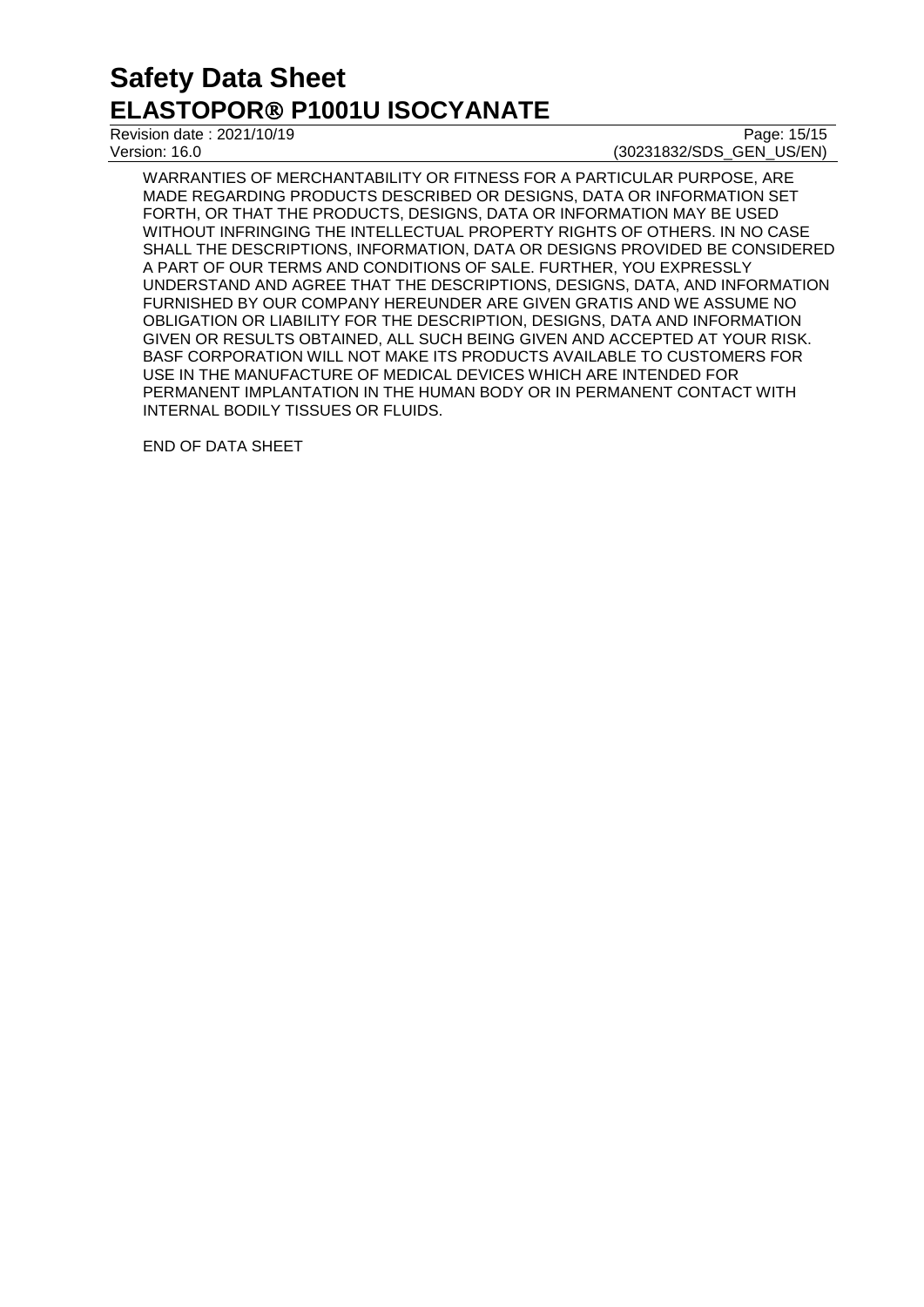WARRANTIES OF MERCHANTABILITY OR FITNESS FOR A PARTICULAR PURPOSE, ARE MADE REGARDING PRODUCTS DESCRIBED OR DESIGNS, DATA OR INFORMATION SET FORTH, OR THAT THE PRODUCTS, DESIGNS, DATA OR INFORMATION MAY BE USED WITHOUT INFRINGING THE INTELLECTUAL PROPERTY RIGHTS OF OTHERS. IN NO CASE SHALL THE DESCRIPTIONS, INFORMATION, DATA OR DESIGNS PROVIDED BE CONSIDERED A PART OF OUR TERMS AND CONDITIONS OF SALE. FURTHER, YOU EXPRESSLY UNDERSTAND AND AGREE THAT THE DESCRIPTIONS, DESIGNS, DATA, AND INFORMATION FURNISHED BY OUR COMPANY HEREUNDER ARE GIVEN GRATIS AND WE ASSUME NO OBLIGATION OR LIABILITY FOR THE DESCRIPTION, DESIGNS, DATA AND INFORMATION GIVEN OR RESULTS OBTAINED, ALL SUCH BEING GIVEN AND ACCEPTED AT YOUR RISK. BASF CORPORATION WILL NOT MAKE ITS PRODUCTS AVAILABLE TO CUSTOMERS FOR USE IN THE MANUFACTURE OF MEDICAL DEVICES WHICH ARE INTENDED FOR PERMANENT IMPLANTATION IN THE HUMAN BODY OR IN PERMANENT CONTACT WITH INTERNAL BODILY TISSUES OR FLUIDS.

END OF DATA SHEET